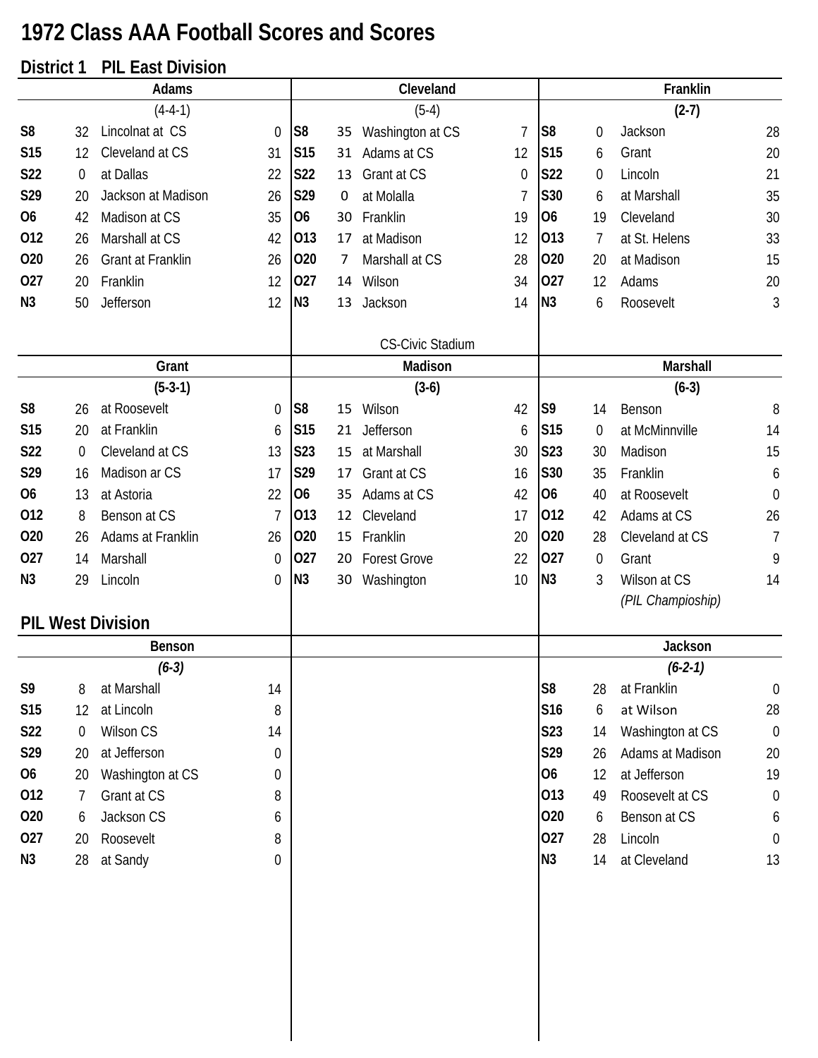# 1972 Class AAA Football Scores and Scores

## District 1 PIL East Division

### Adams

(4-4-1)

| Date | Score | Opponent | Score |
|---|---|---|---|
| S8 | 32 | Lincolnat at CS | 0 |
| S15 | 12 | Cleveland at CS | 31 |
| S22 | 0 | at Dallas | 22 |
| S29 | 20 | Jackson at Madison | 26 |
| O6 | 42 | Madison at CS | 35 |
| O12 | 26 | Marshall at CS | 42 |
| O20 | 26 | Grant at Franklin | 26 |
| O27 | 20 | Franklin | 12 |
| N3 | 50 | Jefferson | 12 |

### Cleveland

(5-4)

| Date | Score | Opponent | Score |
|---|---|---|---|
| S8 | 35 | Washington at CS | 7 |
| S15 | 31 | Adams at CS | 12 |
| S22 | 13 | Grant at CS | 0 |
| S29 | 0 | at Molalla | 7 |
| O6 | 30 | Franklin | 19 |
| O13 | 17 | at Madison | 12 |
| O20 | 7 | Marshall at CS | 28 |
| O27 | 14 | Wilson | 34 |
| N3 | 13 | Jackson | 14 |

CS-Civic Stadium

### Franklin

**(2-7)**

| Date | Score | Opponent | Score |
|---|---|---|---|
| S8 | 0 | Jackson | 28 |
| S15 | 6 | Grant | 20 |
| S22 | 0 | Lincoln | 21 |
| S30 | 6 | at Marshall | 35 |
| O6 | 19 | Cleveland | 30 |
| O13 | 7 | at St. Helens | 33 |
| O20 | 20 | at Madison | 15 |
| O27 | 12 | Adams | 20 |
| N3 | 6 | Roosevelt | 3 |

### Grant

**(5-3-1)**

| Date | Score | Opponent | Score |
|---|---|---|---|
| S8 | 26 | at Roosevelt | 0 |
| S15 | 20 | at Franklin | 6 |
| S22 | 0 | Cleveland at CS | 13 |
| S29 | 16 | Madison ar CS | 17 |
| O6 | 13 | at Astoria | 22 |
| O12 | 8 | Benson at CS | 7 |
| O20 | 26 | Adams at Franklin | 26 |
| O27 | 14 | Marshall | 0 |
| N3 | 29 | Lincoln | 0 |

### Madison

**(3-6)**

| Date | Score | Opponent | Score |
|---|---|---|---|
| S8 | 15 | Wilson | 42 |
| S15 | 21 | Jefferson | 6 |
| S23 | 15 | at Marshall | 30 |
| S29 | 17 | Grant at CS | 16 |
| O6 | 35 | Adams at CS | 42 |
| O13 | 12 | Cleveland | 17 |
| O20 | 15 | Franklin | 20 |
| O27 | 20 | Forest Grove | 22 |
| N3 | 30 | Washington | 10 |

### Marshall

**(6-3)**

| Date | Score | Opponent | Score |
|---|---|---|---|
| S9 | 14 | Benson | 8 |
| S15 | 0 | at McMinnville | 14 |
| S23 | 30 | Madison | 15 |
| S30 | 35 | Franklin | 6 |
| O6 | 40 | at Roosevelt | 0 |
| O12 | 42 | Adams at CS | 26 |
| O20 | 28 | Cleveland at CS | 7 |
| O27 | 0 | Grant | 9 |
| N3 | 3 | Wilson at CS<br>*(PIL Champioship)* | 14 |

## PIL West Division

### Benson

***(6-3)***

| Date | Score | Opponent | Score |
|---|---|---|---|
| S9 | 8 | at Marshall | 14 |
| S15 | 12 | at Lincoln | 8 |
| S22 | 0 | Wilson CS | 14 |
| S29 | 20 | at Jefferson | 0 |
| O6 | 20 | Washington at CS | 0 |
| O12 | 7 | Grant at CS | 8 |
| O20 | 6 | Jackson CS | 6 |
| O27 | 20 | Roosevelt | 8 |
| N3 | 28 | at Sandy | 0 |

### Jackson

***(6-2-1)***

| Date | Score | Opponent | Score |
|---|---|---|---|
| S8 | 28 | at Franklin | 0 |
| S16 | 6 | at Wilson | 28 |
| S23 | 14 | Washington at CS | 0 |
| S29 | 26 | Adams at Madison | 20 |
| O6 | 12 | at Jefferson | 19 |
| O13 | 49 | Roosevelt at CS | 0 |
| O20 | 6 | Benson at CS | 6 |
| O27 | 28 | Lincoln | 0 |
| N3 | 14 | at Cleveland | 13 |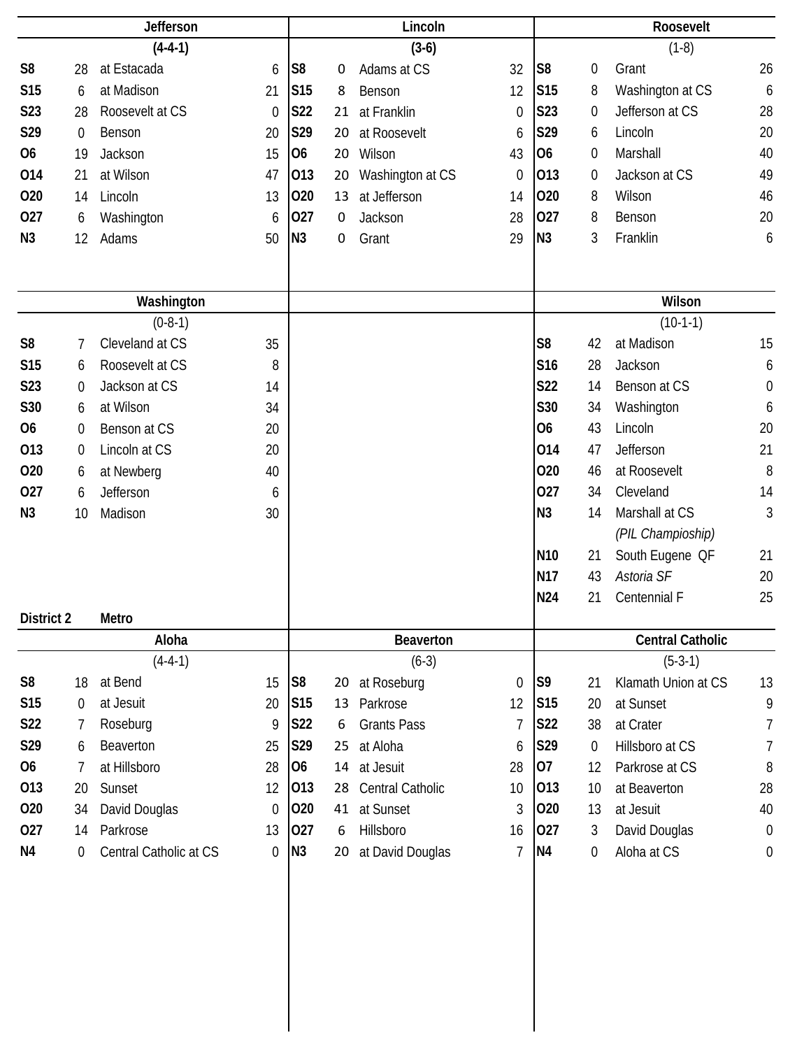### Jefferson

(4-4-1)

| Date | Score | Opponent | Opp |
|---|---|---|---|
| S8 | 28 | at Estacada | 6 |
| S15 | 6 | at Madison | 21 |
| S23 | 28 | Roosevelt at CS | 0 |
| S29 | 0 | Benson | 20 |
| O6 | 19 | Jackson | 15 |
| O14 | 21 | at Wilson | 47 |
| O20 | 14 | Lincoln | 13 |
| O27 | 6 | Washington | 6 |
| N3 | 12 | Adams | 50 |

### Lincoln

(3-6)

| Date | Score | Opponent | Opp |
|---|---|---|---|
| S8 | 0 | Adams at CS | 32 |
| S15 | 8 | Benson | 12 |
| S22 | 21 | at Franklin | 0 |
| S29 | 20 | at Roosevelt | 6 |
| O6 | 20 | Wilson | 43 |
| O13 | 20 | Washington at CS | 0 |
| O20 | 13 | at Jefferson | 14 |
| O27 | 0 | Jackson | 28 |
| N3 | 0 | Grant | 29 |

### Roosevelt

(1-8)

| Date | Score | Opponent | Opp |
|---|---|---|---|
| S8 | 0 | Grant | 26 |
| S15 | 8 | Washington at CS | 6 |
| S23 | 0 | Jefferson at CS | 28 |
| S29 | 6 | Lincoln | 20 |
| O6 | 0 | Marshall | 40 |
| O13 | 0 | Jackson at CS | 49 |
| O20 | 8 | Wilson | 46 |
| O27 | 8 | Benson | 20 |
| N3 | 3 | Franklin | 6 |

### Washington

(0-8-1)

| Date | Score | Opponent | Opp |
|---|---|---|---|
| S8 | 7 | Cleveland at CS | 35 |
| S15 | 6 | Roosevelt at CS | 8 |
| S23 | 0 | Jackson at CS | 14 |
| S30 | 6 | at Wilson | 34 |
| O6 | 0 | Benson at CS | 20 |
| O13 | 0 | Lincoln at CS | 20 |
| O20 | 6 | at Newberg | 40 |
| O27 | 6 | Jefferson | 6 |
| N3 | 10 | Madison | 30 |

### Wilson

(10-1-1)

| Date | Score | Opponent | Opp |
|---|---|---|---|
| S8 | 42 | at Madison | 15 |
| S16 | 28 | Jackson | 6 |
| S22 | 14 | Benson at CS | 0 |
| S30 | 34 | Washington | 6 |
| O6 | 43 | Lincoln | 20 |
| O14 | 47 | Jefferson | 21 |
| O20 | 46 | at Roosevelt | 8 |
| O27 | 34 | Cleveland | 14 |
| N3 | 14 | Marshall at CS *(PIL Champioship)* | 3 |
| N10 | 21 | South Eugene QF | 21 |
| N17 | 43 | *Astoria SF* | 20 |
| N24 | 21 | Centennial F | 25 |

## District 2 Metro

### Aloha

(4-4-1)

| Date | Score | Opponent | Opp |
|---|---|---|---|
| S8 | 18 | at Bend | 15 |
| S15 | 0 | at Jesuit | 20 |
| S22 | 7 | Roseburg | 9 |
| S29 | 6 | Beaverton | 25 |
| O6 | 7 | at Hillsboro | 28 |
| O13 | 20 | Sunset | 12 |
| O20 | 34 | David Douglas | 0 |
| O27 | 14 | Parkrose | 13 |
| N4 | 0 | Central Catholic at CS | 0 |

### Beaverton

(6-3)

| Date | Score | Opponent | Opp |
|---|---|---|---|
| S8 | 20 | at Roseburg | 0 |
| S15 | 13 | Parkrose | 12 |
| S22 | 6 | Grants Pass | 7 |
| S29 | 25 | at Aloha | 6 |
| O6 | 14 | at Jesuit | 28 |
| O13 | 28 | Central Catholic | 10 |
| O20 | 41 | at Sunset | 3 |
| O27 | 6 | Hillsboro | 16 |
| N3 | 20 | at David Douglas | 7 |

### Central Catholic

(5-3-1)

| Date | Score | Opponent | Opp |
|---|---|---|---|
| S9 | 21 | Klamath Union at CS | 13 |
| S15 | 20 | at Sunset | 9 |
| S22 | 38 | at Crater | 7 |
| S29 | 0 | Hillsboro at CS | 7 |
| O7 | 12 | Parkrose at CS | 8 |
| O13 | 10 | at Beaverton | 28 |
| O20 | 13 | at Jesuit | 40 |
| O27 | 3 | David Douglas | 0 |
| N4 | 0 | Aloha at CS | 0 |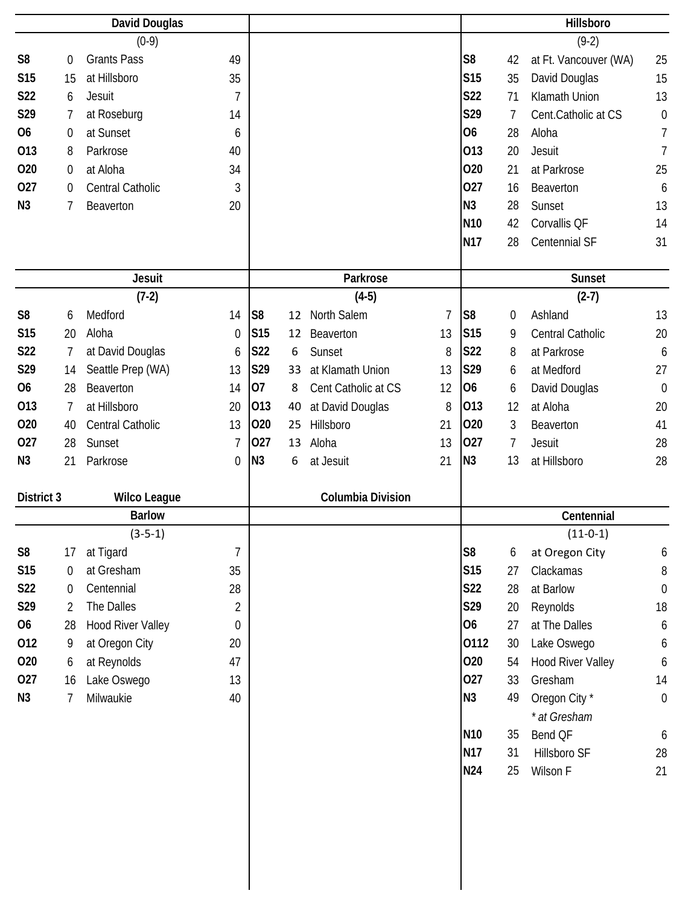### David Douglas

(0-9)

| Date | Score | Opponent | Score |
|---|---|---|---|
| S8 | 0 | Grants Pass | 49 |
| S15 | 15 | at Hillsboro | 35 |
| S22 | 6 | Jesuit | 7 |
| S29 | 7 | at Roseburg | 14 |
| O6 | 0 | at Sunset | 6 |
| O13 | 8 | Parkrose | 40 |
| O20 | 0 | at Aloha | 34 |
| O27 | 0 | Central Catholic | 3 |
| N3 | 7 | Beaverton | 20 |

### Hillsboro

(9-2)

| Date | Score | Opponent | Score |
|---|---|---|---|
| S8 | 42 | at Ft. Vancouver (WA) | 25 |
| S15 | 35 | David Douglas | 15 |
| S22 | 71 | Klamath Union | 13 |
| S29 | 7 | Cent.Catholic at CS | 0 |
| O6 | 28 | Aloha | 7 |
| O13 | 20 | Jesuit | 7 |
| O20 | 21 | at Parkrose | 25 |
| O27 | 16 | Beaverton | 6 |
| N3 | 28 | Sunset | 13 |
| N10 | 42 | Corvallis QF | 14 |
| N17 | 28 | Centennial SF | 31 |

### Jesuit

(7-2)

| Date | Score | Opponent | Score |
|---|---|---|---|
| S8 | 6 | Medford | 14 |
| S15 | 20 | Aloha | 0 |
| S22 | 7 | at David Douglas | 6 |
| S29 | 14 | Seattle Prep (WA) | 13 |
| O6 | 28 | Beaverton | 14 |
| O13 | 7 | at Hillsboro | 20 |
| O20 | 40 | Central Catholic | 13 |
| O27 | 28 | Sunset | 7 |
| N3 | 21 | Parkrose | 0 |

### Parkrose

(4-5)

| Date | Score | Opponent | Score |
|---|---|---|---|
| S8 | 12 | North Salem | 7 |
| S15 | 12 | Beaverton | 13 |
| S22 | 6 | Sunset | 8 |
| S29 | 33 | at Klamath Union | 13 |
| O7 | 8 | Cent Catholic at CS | 12 |
| O13 | 40 | at David Douglas | 8 |
| O20 | 25 | Hillsboro | 21 |
| O27 | 13 | Aloha | 13 |
| N3 | 6 | at Jesuit | 21 |

### Sunset

(2-7)

| Date | Score | Opponent | Score |
|---|---|---|---|
| S8 | 0 | Ashland | 13 |
| S15 | 9 | Central Catholic | 20 |
| S22 | 8 | at Parkrose | 6 |
| S29 | 6 | at Medford | 27 |
| O6 | 6 | David Douglas | 0 |
| O13 | 12 | at Aloha | 20 |
| O20 | 3 | Beaverton | 41 |
| O27 | 7 | Jesuit | 28 |
| N3 | 13 | at Hillsboro | 28 |

## District 3 — Wilco League — Columbia Division

### Barlow

(3-5-1)

| Date | Score | Opponent | Score |
|---|---|---|---|
| S8 | 17 | at Tigard | 7 |
| S15 | 0 | at Gresham | 35 |
| S22 | 0 | Centennial | 28 |
| S29 | 2 | The Dalles | 2 |
| O6 | 28 | Hood River Valley | 0 |
| O12 | 9 | at Oregon City | 20 |
| O20 | 6 | at Reynolds | 47 |
| O27 | 16 | Lake Oswego | 13 |
| N3 | 7 | Milwaukie | 40 |

### Centennial

(11-0-1)

| Date | Score | Opponent | Score |
|---|---|---|---|
| S8 | 6 | at Oregon City | 6 |
| S15 | 27 | Clackamas | 8 |
| S22 | 28 | at Barlow | 0 |
| S29 | 20 | Reynolds | 18 |
| O6 | 27 | at The Dalles | 6 |
| O112 | 30 | Lake Oswego | 6 |
| O20 | 54 | Hood River Valley | 6 |
| O27 | 33 | Gresham | 14 |
| N3 | 49 | Oregon City * | 0 |
| | | *\* at Gresham* | |
| N10 | 35 | Bend QF | 6 |
| N17 | 31 | Hillsboro SF | 28 |
| N24 | 25 | Wilson F | 21 |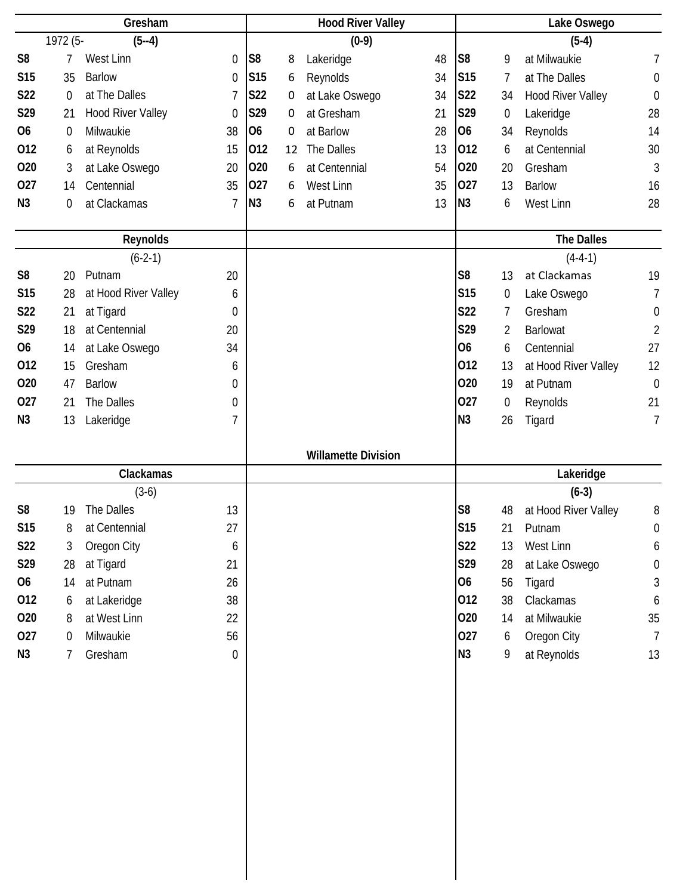## Gresham

1972 (5- **(5--4)**

| | | | |
|---|---|---|---|
| **S8** | 7 | West Linn | 0 |
| **S15** | 35 | Barlow | 0 |
| **S22** | 0 | at The Dalles | 7 |
| **S29** | 21 | Hood River Valley | 0 |
| **O6** | 0 | Milwaukie | 38 |
| **O12** | 6 | at Reynolds | 15 |
| **O20** | 3 | at Lake Oswego | 20 |
| **O27** | 14 | Centennial | 35 |
| **N3** | 0 | at Clackamas | 7 |

## Hood River Valley

**(0-9)**

| | | | |
|---|---|---|---|
| **S8** | 8 | Lakeridge | 48 |
| **S15** | 6 | Reynolds | 34 |
| **S22** | 0 | at Lake Oswego | 34 |
| **S29** | 0 | at Gresham | 21 |
| **O6** | 0 | at Barlow | 28 |
| **O12** | 12 | The Dalles | 13 |
| **O20** | 6 | at Centennial | 54 |
| **O27** | 6 | West Linn | 35 |
| **N3** | 6 | at Putnam | 13 |

## Lake Oswego

**(5-4)**

| | | | |
|---|---|---|---|
| **S8** | 9 | at Milwaukie | 7 |
| **S15** | 7 | at The Dalles | 0 |
| **S22** | 34 | Hood River Valley | 0 |
| **S29** | 0 | Lakeridge | 28 |
| **O6** | 34 | Reynolds | 14 |
| **O12** | 6 | at Centennial | 30 |
| **O20** | 20 | Gresham | 3 |
| **O27** | 13 | Barlow | 16 |
| **N3** | 6 | West Linn | 28 |

## Reynolds

(6-2-1)

| | | | |
|---|---|---|---|
| **S8** | 20 | Putnam | 20 |
| **S15** | 28 | at Hood River Valley | 6 |
| **S22** | 21 | at Tigard | 0 |
| **S29** | 18 | at Centennial | 20 |
| **O6** | 14 | at Lake Oswego | 34 |
| **O12** | 15 | Gresham | 6 |
| **O20** | 47 | Barlow | 0 |
| **O27** | 21 | The Dalles | 0 |
| **N3** | 13 | Lakeridge | 7 |

## The Dalles

(4-4-1)

| | | | |
|---|---|---|---|
| **S8** | 13 | at Clackamas | 19 |
| **S15** | 0 | Lake Oswego | 7 |
| **S22** | 7 | Gresham | 0 |
| **S29** | 2 | Barlowat | 2 |
| **O6** | 6 | Centennial | 27 |
| **O12** | 13 | at Hood River Valley | 12 |
| **O20** | 19 | at Putnam | 0 |
| **O27** | 0 | Reynolds | 21 |
| **N3** | 26 | Tigard | 7 |

# Willamette Division

## Clackamas

(3-6)

| | | | |
|---|---|---|---|
| **S8** | 19 | The Dalles | 13 |
| **S15** | 8 | at Centennial | 27 |
| **S22** | 3 | Oregon City | 6 |
| **S29** | 28 | at Tigard | 21 |
| **O6** | 14 | at Putnam | 26 |
| **O12** | 6 | at Lakeridge | 38 |
| **O20** | 8 | at West Linn | 22 |
| **O27** | 0 | Milwaukie | 56 |
| **N3** | 7 | Gresham | 0 |

## Lakeridge

**(6-3)**

| | | | |
|---|---|---|---|
| **S8** | 48 | at Hood River Valley | 8 |
| **S15** | 21 | Putnam | 0 |
| **S22** | 13 | West Linn | 6 |
| **S29** | 28 | at Lake Oswego | 0 |
| **O6** | 56 | Tigard | 3 |
| **O12** | 38 | Clackamas | 6 |
| **O20** | 14 | at Milwaukie | 35 |
| **O27** | 6 | Oregon City | 7 |
| **N3** | 9 | at Reynolds | 13 |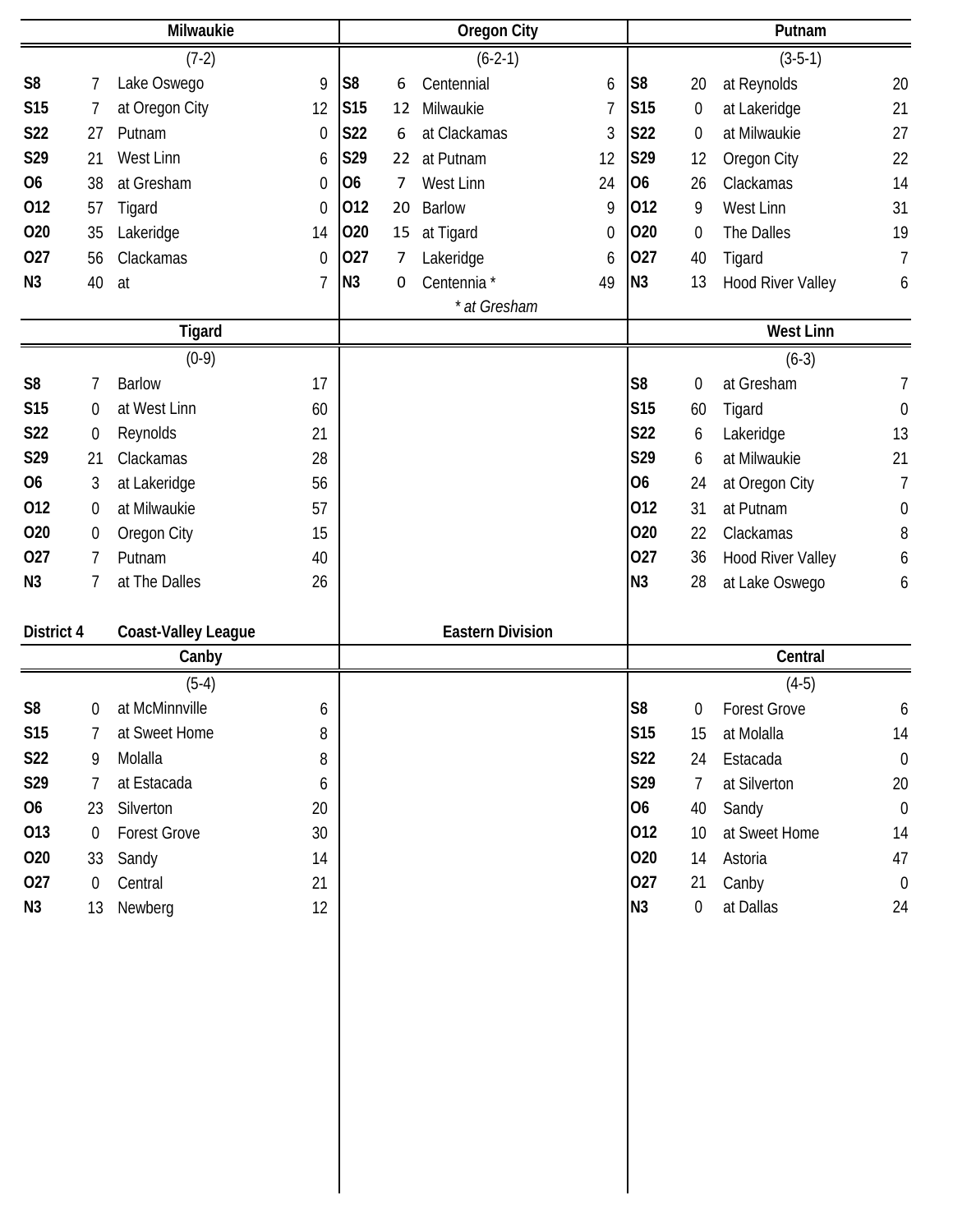## Milwaukie

(7-2)

| Date | Score | Opponent | Opp. Score |
|---|---|---|---|
| S8 | 7 | Lake Oswego | 9 |
| S15 | 7 | at Oregon City | 12 |
| S22 | 27 | Putnam | 0 |
| S29 | 21 | West Linn | 6 |
| O6 | 38 | at Gresham | 0 |
| O12 | 57 | Tigard | 0 |
| O20 | 35 | Lakeridge | 14 |
| O27 | 56 | Clackamas | 0 |
| N3 | 40 | at | 7 |

## Oregon City

(6-2-1)

| Date | Score | Opponent | Opp. Score |
|---|---|---|---|
| S8 | 6 | Centennial | 6 |
| S15 | 12 | Milwaukie | 7 |
| S22 | 6 | at Clackamas | 3 |
| S29 | 22 | at Putnam | 12 |
| O6 | 7 | West Linn | 24 |
| O12 | 20 | Barlow | 9 |
| O20 | 15 | at Tigard | 0 |
| O27 | 7 | Lakeridge | 6 |
| N3 | 0 | Centennia * | 49 |

*\* at Gresham*

## Putnam

(3-5-1)

| Date | Score | Opponent | Opp. Score |
|---|---|---|---|
| S8 | 20 | at Reynolds | 20 |
| S15 | 0 | at Lakeridge | 21 |
| S22 | 0 | at Milwaukie | 27 |
| S29 | 12 | Oregon City | 22 |
| O6 | 26 | Clackamas | 14 |
| O12 | 9 | West Linn | 31 |
| O20 | 0 | The Dalles | 19 |
| O27 | 40 | Tigard | 7 |
| N3 | 13 | Hood River Valley | 6 |

## Tigard

(0-9)

| Date | Score | Opponent | Opp. Score |
|---|---|---|---|
| S8 | 7 | Barlow | 17 |
| S15 | 0 | at West Linn | 60 |
| S22 | 0 | Reynolds | 21 |
| S29 | 21 | Clackamas | 28 |
| O6 | 3 | at Lakeridge | 56 |
| O12 | 0 | at Milwaukie | 57 |
| O20 | 0 | Oregon City | 15 |
| O27 | 7 | Putnam | 40 |
| N3 | 7 | at The Dalles | 26 |

## West Linn

(6-3)

| Date | Score | Opponent | Opp. Score |
|---|---|---|---|
| S8 | 0 | at Gresham | 7 |
| S15 | 60 | Tigard | 0 |
| S22 | 6 | Lakeridge | 13 |
| S29 | 6 | at Milwaukie | 21 |
| O6 | 24 | at Oregon City | 7 |
| O12 | 31 | at Putnam | 0 |
| O20 | 22 | Clackamas | 8 |
| O27 | 36 | Hood River Valley | 6 |
| N3 | 28 | at Lake Oswego | 6 |

# District 4 — Coast-Valley League — Eastern Division

## Canby

(5-4)

| Date | Score | Opponent | Opp. Score |
|---|---|---|---|
| S8 | 0 | at McMinnville | 6 |
| S15 | 7 | at Sweet Home | 8 |
| S22 | 9 | Molalla | 8 |
| S29 | 7 | at Estacada | 6 |
| O6 | 23 | Silverton | 20 |
| O13 | 0 | Forest Grove | 30 |
| O20 | 33 | Sandy | 14 |
| O27 | 0 | Central | 21 |
| N3 | 13 | Newberg | 12 |

## Central

(4-5)

| Date | Score | Opponent | Opp. Score |
|---|---|---|---|
| S8 | 0 | Forest Grove | 6 |
| S15 | 15 | at Molalla | 14 |
| S22 | 24 | Estacada | 0 |
| S29 | 7 | at Silverton | 20 |
| O6 | 40 | Sandy | 0 |
| O12 | 10 | at Sweet Home | 14 |
| O20 | 14 | Astoria | 47 |
| O27 | 21 | Canby | 0 |
| N3 | 0 | at Dallas | 24 |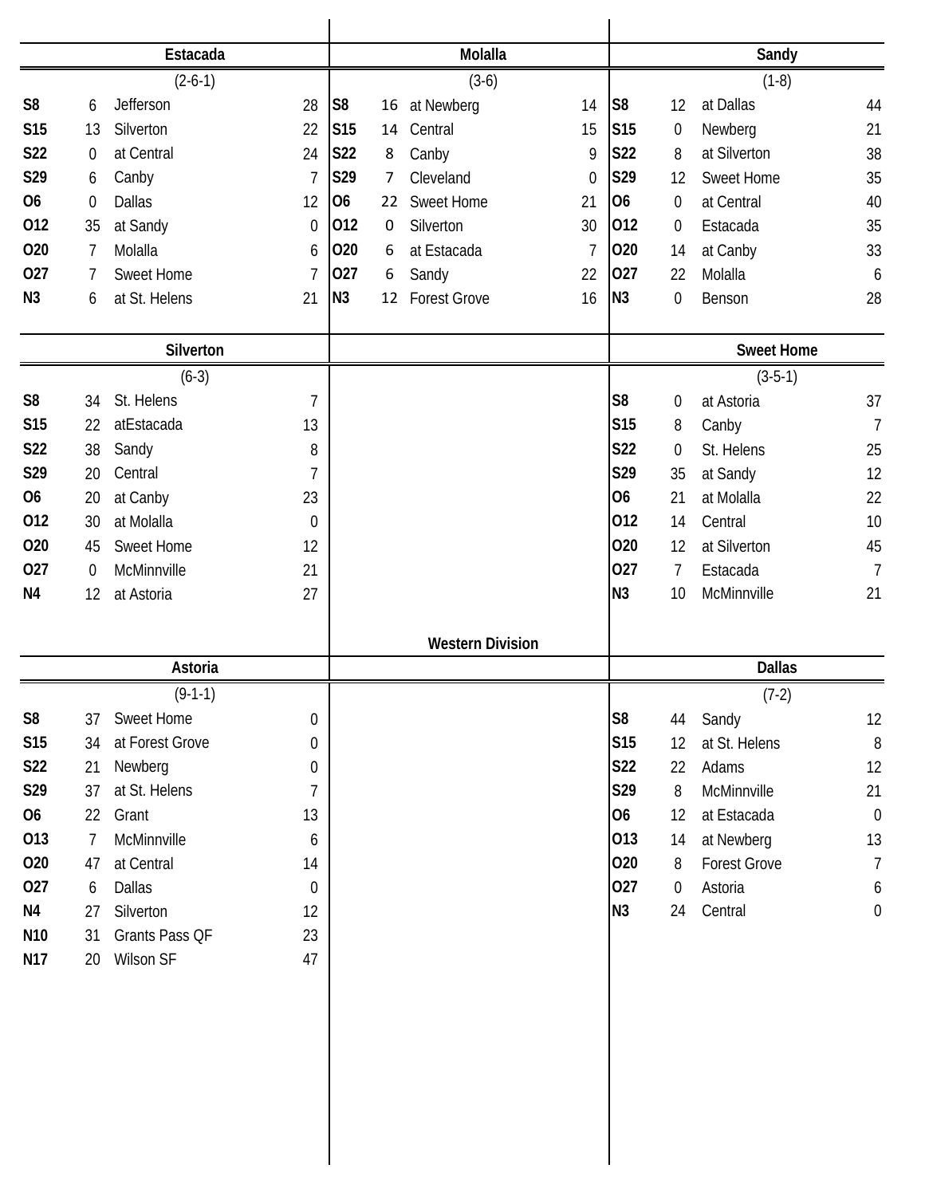## Estacada

(2-6-1)

| Date | Score | Opponent | Opp. Score |
|---|---|---|---|
| S8 | 6 | Jefferson | 28 |
| S15 | 13 | Silverton | 22 |
| S22 | 0 | at Central | 24 |
| S29 | 6 | Canby | 7 |
| O6 | 0 | Dallas | 12 |
| O12 | 35 | at Sandy | 0 |
| O20 | 7 | Molalla | 6 |
| O27 | 7 | Sweet Home | 7 |
| N3 | 6 | at St. Helens | 21 |

## Molalla

(3-6)

| Date | Score | Opponent | Opp. Score |
|---|---|---|---|
| S8 | 16 | at Newberg | 14 |
| S15 | 14 | Central | 15 |
| S22 | 8 | Canby | 9 |
| S29 | 7 | Cleveland | 0 |
| O6 | 22 | Sweet Home | 21 |
| O12 | 0 | Silverton | 30 |
| O20 | 6 | at Estacada | 7 |
| O27 | 6 | Sandy | 22 |
| N3 | 12 | Forest Grove | 16 |

## Sandy

(1-8)

| Date | Score | Opponent | Opp. Score |
|---|---|---|---|
| S8 | 12 | at Dallas | 44 |
| S15 | 0 | Newberg | 21 |
| S22 | 8 | at Silverton | 38 |
| S29 | 12 | Sweet Home | 35 |
| O6 | 0 | at Central | 40 |
| O12 | 0 | Estacada | 35 |
| O20 | 14 | at Canby | 33 |
| O27 | 22 | Molalla | 6 |
| N3 | 0 | Benson | 28 |

## Silverton

(6-3)

| Date | Score | Opponent | Opp. Score |
|---|---|---|---|
| S8 | 34 | St. Helens | 7 |
| S15 | 22 | atEstacada | 13 |
| S22 | 38 | Sandy | 8 |
| S29 | 20 | Central | 7 |
| O6 | 20 | at Canby | 23 |
| O12 | 30 | at Molalla | 0 |
| O20 | 45 | Sweet Home | 12 |
| O27 | 0 | McMinnville | 21 |
| N4 | 12 | at Astoria | 27 |

## Sweet Home

(3-5-1)

| Date | Score | Opponent | Opp. Score |
|---|---|---|---|
| S8 | 0 | at Astoria | 37 |
| S15 | 8 | Canby | 7 |
| S22 | 0 | St. Helens | 25 |
| S29 | 35 | at Sandy | 12 |
| O6 | 21 | at Molalla | 22 |
| O12 | 14 | Central | 10 |
| O20 | 12 | at Silverton | 45 |
| O27 | 7 | Estacada | 7 |
| N3 | 10 | McMinnville | 21 |

# Western Division

## Astoria

(9-1-1)

| Date | Score | Opponent | Opp. Score |
|---|---|---|---|
| S8 | 37 | Sweet Home | 0 |
| S15 | 34 | at Forest Grove | 0 |
| S22 | 21 | Newberg | 0 |
| S29 | 37 | at St. Helens | 7 |
| O6 | 22 | Grant | 13 |
| O13 | 7 | McMinnville | 6 |
| O20 | 47 | at Central | 14 |
| O27 | 6 | Dallas | 0 |
| N4 | 27 | Silverton | 12 |
| N10 | 31 | Grants Pass QF | 23 |
| N17 | 20 | Wilson SF | 47 |

## Dallas

(7-2)

| Date | Score | Opponent | Opp. Score |
|---|---|---|---|
| S8 | 44 | Sandy | 12 |
| S15 | 12 | at St. Helens | 8 |
| S22 | 22 | Adams | 12 |
| S29 | 8 | McMinnville | 21 |
| O6 | 12 | at Estacada | 0 |
| O13 | 14 | at Newberg | 13 |
| O20 | 8 | Forest Grove | 7 |
| O27 | 0 | Astoria | 6 |
| N3 | 24 | Central | 0 |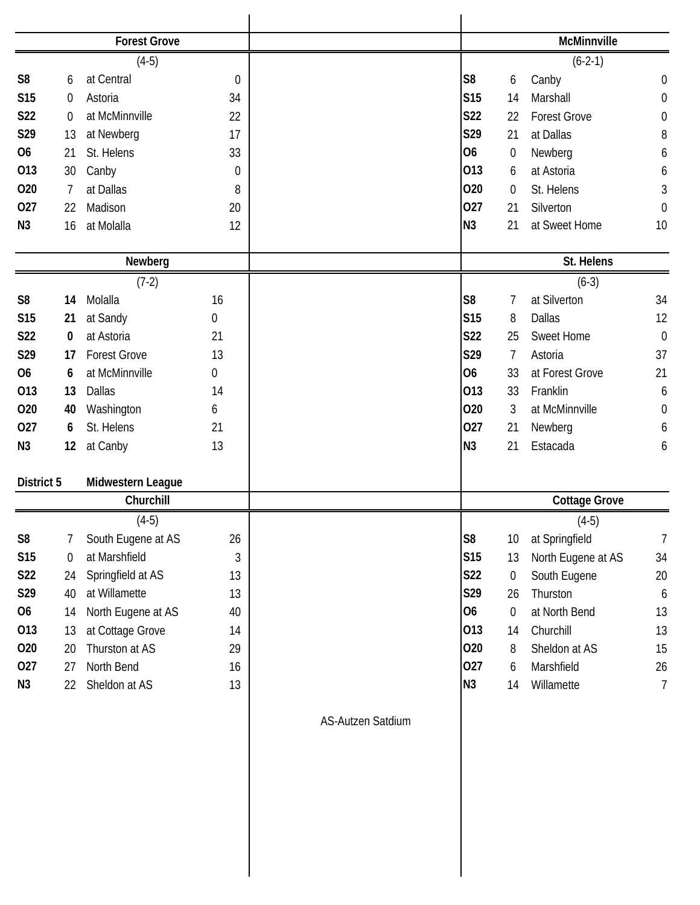### Forest Grove

(4-5)

| Date | Score | Opponent | Opp |
|---|---|---|---|
| S8 | 6 | at Central | 0 |
| S15 | 0 | Astoria | 34 |
| S22 | 0 | at McMinnville | 22 |
| S29 | 13 | at Newberg | 17 |
| O6 | 21 | St. Helens | 33 |
| O13 | 30 | Canby | 0 |
| O20 | 7 | at Dallas | 8 |
| O27 | 22 | Madison | 20 |
| N3 | 16 | at Molalla | 12 |

### McMinnville

(6-2-1)

| Date | Score | Opponent | Opp |
|---|---|---|---|
| S8 | 6 | Canby | 0 |
| S15 | 14 | Marshall | 0 |
| S22 | 22 | Forest Grove | 0 |
| S29 | 21 | at Dallas | 8 |
| O6 | 0 | Newberg | 6 |
| O13 | 6 | at Astoria | 6 |
| O20 | 0 | St. Helens | 3 |
| O27 | 21 | Silverton | 0 |
| N3 | 21 | at Sweet Home | 10 |

### Newberg

(7-2)

| Date | Score | Opponent | Opp |
|---|---|---|---|
| S8 | **14** | Molalla | 16 |
| S15 | **21** | at Sandy | 0 |
| S22 | **0** | at Astoria | 21 |
| S29 | **17** | Forest Grove | 13 |
| O6 | **6** | at McMinnville | 0 |
| O13 | **13** | Dallas | 14 |
| O20 | **40** | Washington | 6 |
| O27 | **6** | St. Helens | 21 |
| N3 | **12** | at Canby | 13 |

### St. Helens

(6-3)

| Date | Score | Opponent | Opp |
|---|---|---|---|
| S8 | 7 | at Silverton | 34 |
| S15 | 8 | Dallas | 12 |
| S22 | 25 | Sweet Home | 0 |
| S29 | 7 | Astoria | 37 |
| O6 | 33 | at Forest Grove | 21 |
| O13 | 33 | Franklin | 6 |
| O20 | 3 | at McMinnville | 0 |
| O27 | 21 | Newberg | 6 |
| N3 | 21 | Estacada | 6 |

## District 5 Midwestern League

### Churchill

(4-5)

| Date | Score | Opponent | Opp |
|---|---|---|---|
| S8 | 7 | South Eugene at AS | 26 |
| S15 | 0 | at Marshfield | 3 |
| S22 | 24 | Springfield at AS | 13 |
| S29 | 40 | at Willamette | 13 |
| O6 | 14 | North Eugene at AS | 40 |
| O13 | 13 | at Cottage Grove | 14 |
| O20 | 20 | Thurston at AS | 29 |
| O27 | 27 | North Bend | 16 |
| N3 | 22 | Sheldon at AS | 13 |

### Cottage Grove

(4-5)

| Date | Score | Opponent | Opp |
|---|---|---|---|
| S8 | 10 | at Springfield | 7 |
| S15 | 13 | North Eugene at AS | 34 |
| S22 | 0 | South Eugene | 20 |
| S29 | 26 | Thurston | 6 |
| O6 | 0 | at North Bend | 13 |
| O13 | 14 | Churchill | 13 |
| O20 | 8 | Sheldon at AS | 15 |
| O27 | 6 | Marshfield | 26 |
| N3 | 14 | Willamette | 7 |

AS-Autzen Satdium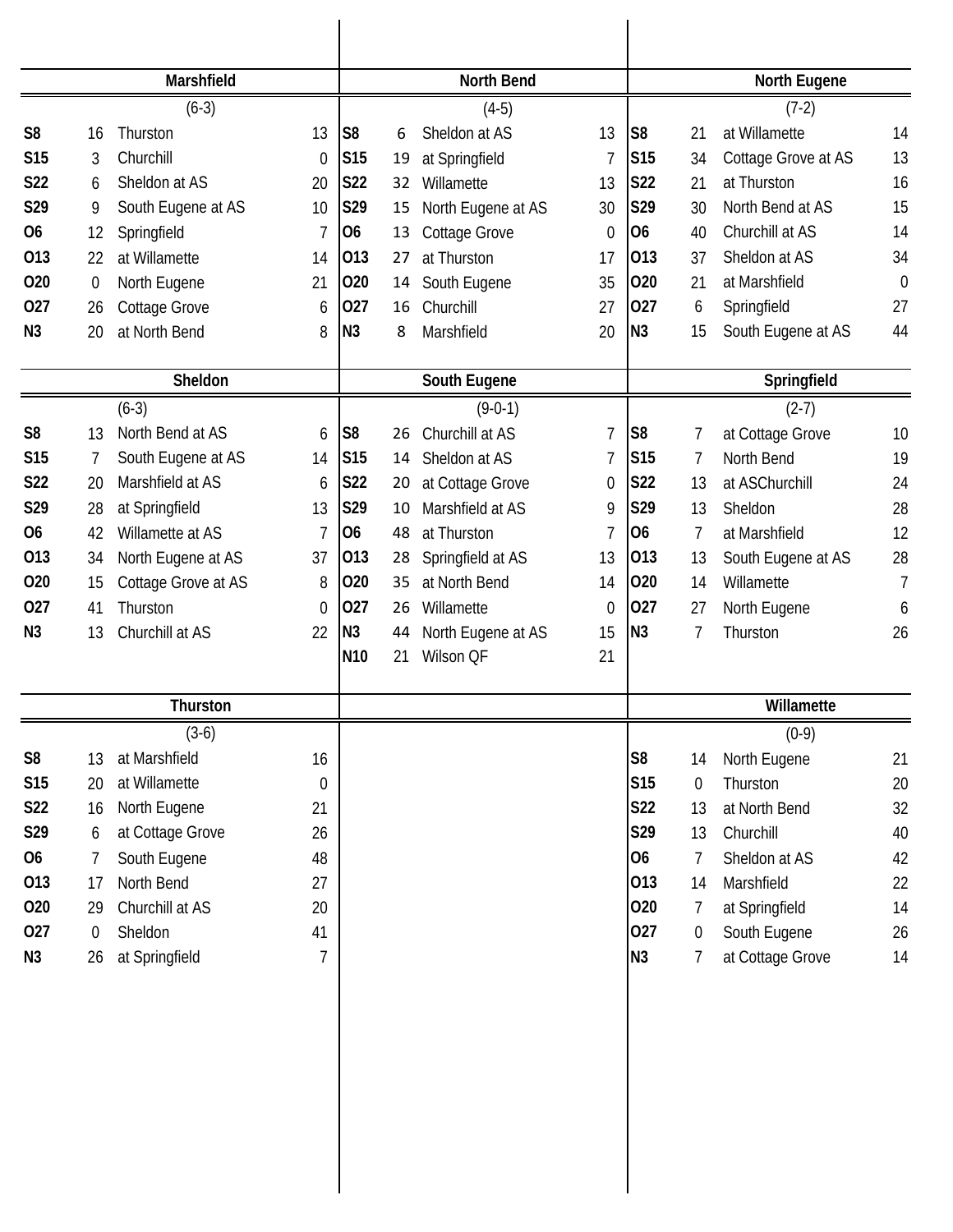## Marshfield

(6-3)

| Date | Score | Opponent | Opp |
|---|---|---|---|
| S8 | 16 | Thurston | 13 |
| S15 | 3 | Churchill | 0 |
| S22 | 6 | Sheldon at AS | 20 |
| S29 | 9 | South Eugene at AS | 10 |
| O6 | 12 | Springfield | 7 |
| O13 | 22 | at Willamette | 14 |
| O20 | 0 | North Eugene | 21 |
| O27 | 26 | Cottage Grove | 6 |
| N3 | 20 | at North Bend | 8 |

## North Bend

(4-5)

| Date | Score | Opponent | Opp |
|---|---|---|---|
| S8 | 6 | Sheldon at AS | 13 |
| S15 | 19 | at Springfield | 7 |
| S22 | 32 | Willamette | 13 |
| S29 | 15 | North Eugene at AS | 30 |
| O6 | 13 | Cottage Grove | 0 |
| O13 | 27 | at Thurston | 17 |
| O20 | 14 | South Eugene | 35 |
| O27 | 16 | Churchill | 27 |
| N3 | 8 | Marshfield | 20 |

## North Eugene

(7-2)

| Date | Score | Opponent | Opp |
|---|---|---|---|
| S8 | 21 | at Willamette | 14 |
| S15 | 34 | Cottage Grove at AS | 13 |
| S22 | 21 | at Thurston | 16 |
| S29 | 30 | North Bend at AS | 15 |
| O6 | 40 | Churchill at AS | 14 |
| O13 | 37 | Sheldon at AS | 34 |
| O20 | 21 | at Marshfield | 0 |
| O27 | 6 | Springfield | 27 |
| N3 | 15 | South Eugene at AS | 44 |

## Sheldon

(6-3)

| Date | Score | Opponent | Opp |
|---|---|---|---|
| S8 | 13 | North Bend at AS | 6 |
| S15 | 7 | South Eugene at AS | 14 |
| S22 | 20 | Marshfield at AS | 6 |
| S29 | 28 | at Springfield | 13 |
| O6 | 42 | Willamette at AS | 7 |
| O13 | 34 | North Eugene at AS | 37 |
| O20 | 15 | Cottage Grove at AS | 8 |
| O27 | 41 | Thurston | 0 |
| N3 | 13 | Churchill at AS | 22 |

## South Eugene

(9-0-1)

| Date | Score | Opponent | Opp |
|---|---|---|---|
| S8 | 26 | Churchill at AS | 7 |
| S15 | 14 | Sheldon at AS | 7 |
| S22 | 20 | at Cottage Grove | 0 |
| S29 | 10 | Marshfield at AS | 9 |
| O6 | 48 | at Thurston | 7 |
| O13 | 28 | Springfield at AS | 13 |
| O20 | 35 | at North Bend | 14 |
| O27 | 26 | Willamette | 0 |
| N3 | 44 | North Eugene at AS | 15 |
| N10 | 21 | Wilson QF | 21 |

## Springfield

(2-7)

| Date | Score | Opponent | Opp |
|---|---|---|---|
| S8 | 7 | at Cottage Grove | 10 |
| S15 | 7 | North Bend | 19 |
| S22 | 13 | at ASChurchill | 24 |
| S29 | 13 | Sheldon | 28 |
| O6 | 7 | at Marshfield | 12 |
| O13 | 13 | South Eugene at AS | 28 |
| O20 | 14 | Willamette | 7 |
| O27 | 27 | North Eugene | 6 |
| N3 | 7 | Thurston | 26 |

## Thurston

(3-6)

| Date | Score | Opponent | Opp |
|---|---|---|---|
| S8 | 13 | at Marshfield | 16 |
| S15 | 20 | at Willamette | 0 |
| S22 | 16 | North Eugene | 21 |
| S29 | 6 | at Cottage Grove | 26 |
| O6 | 7 | South Eugene | 48 |
| O13 | 17 | North Bend | 27 |
| O20 | 29 | Churchill at AS | 20 |
| O27 | 0 | Sheldon | 41 |
| N3 | 26 | at Springfield | 7 |

## Willamette

(0-9)

| Date | Score | Opponent | Opp |
|---|---|---|---|
| S8 | 14 | North Eugene | 21 |
| S15 | 0 | Thurston | 20 |
| S22 | 13 | at North Bend | 32 |
| S29 | 13 | Churchill | 40 |
| O6 | 7 | Sheldon at AS | 42 |
| O13 | 14 | Marshfield | 22 |
| O20 | 7 | at Springfield | 14 |
| O27 | 0 | South Eugene | 26 |
| N3 | 7 | at Cottage Grove | 14 |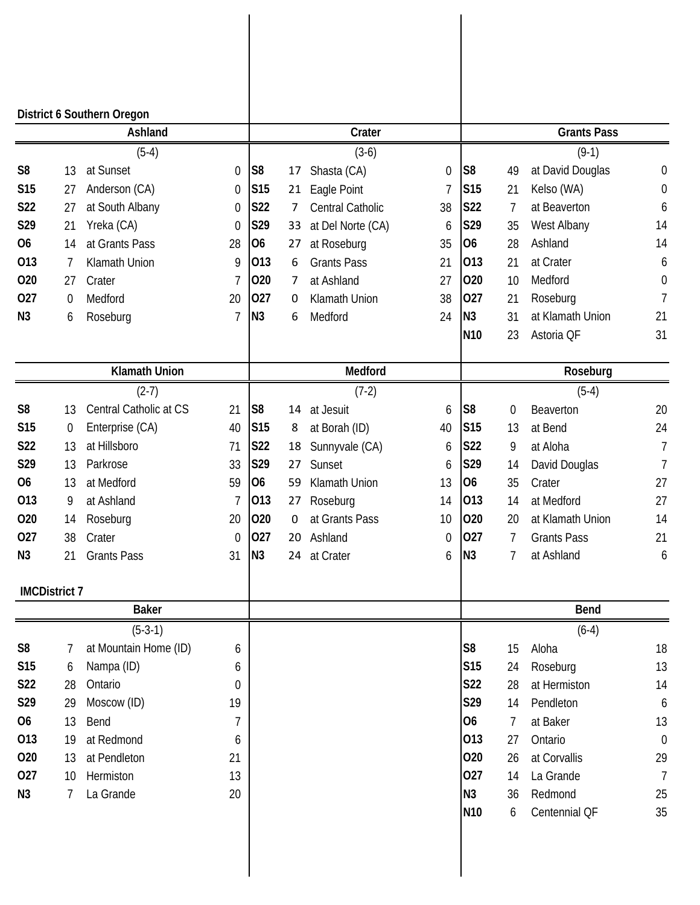## District 6 Southern Oregon

### Ashland

(5-4)

| Date | Score | Opponent | Opp |
|---|---|---|---|
| S8 | 13 | at Sunset | 0 |
| S15 | 27 | Anderson (CA) | 0 |
| S22 | 27 | at South Albany | 0 |
| S29 | 21 | Yreka (CA) | 0 |
| O6 | 14 | at Grants Pass | 28 |
| O13 | 7 | Klamath Union | 9 |
| O20 | 27 | Crater | 7 |
| O27 | 0 | Medford | 20 |
| N3 | 6 | Roseburg | 7 |

### Crater

(3-6)

| Date | Score | Opponent | Opp |
|---|---|---|---|
| S8 | 17 | Shasta (CA) | 0 |
| S15 | 21 | Eagle Point | 7 |
| S22 | 7 | Central Catholic | 38 |
| S29 | 33 | at Del Norte (CA) | 6 |
| O6 | 27 | at Roseburg | 35 |
| O13 | 6 | Grants Pass | 21 |
| O20 | 7 | at Ashland | 27 |
| O27 | 0 | Klamath Union | 38 |
| N3 | 6 | Medford | 24 |

### Grants Pass

(9-1)

| Date | Score | Opponent | Opp |
|---|---|---|---|
| S8 | 49 | at David Douglas | 0 |
| S15 | 21 | Kelso (WA) | 0 |
| S22 | 7 | at Beaverton | 6 |
| S29 | 35 | West Albany | 14 |
| O6 | 28 | Ashland | 14 |
| O13 | 21 | at Crater | 6 |
| O20 | 10 | Medford | 0 |
| O27 | 21 | Roseburg | 7 |
| N3 | 31 | at Klamath Union | 21 |
| N10 | 23 | Astoria QF | 31 |

### Klamath Union

(2-7)

| Date | Score | Opponent | Opp |
|---|---|---|---|
| S8 | 13 | Central Catholic at CS | 21 |
| S15 | 0 | Enterprise (CA) | 40 |
| S22 | 13 | at Hillsboro | 71 |
| S29 | 13 | Parkrose | 33 |
| O6 | 13 | at Medford | 59 |
| O13 | 9 | at Ashland | 7 |
| O20 | 14 | Roseburg | 20 |
| O27 | 38 | Crater | 0 |
| N3 | 21 | Grants Pass | 31 |

### Medford

(7-2)

| Date | Score | Opponent | Opp |
|---|---|---|---|
| S8 | 14 | at Jesuit | 6 |
| S15 | 8 | at Borah (ID) | 40 |
| S22 | 18 | Sunnyvale (CA) | 6 |
| S29 | 27 | Sunset | 6 |
| O6 | 59 | Klamath Union | 13 |
| O13 | 27 | Roseburg | 14 |
| O20 | 0 | at Grants Pass | 10 |
| O27 | 20 | Ashland | 0 |
| N3 | 24 | at Crater | 6 |

### Roseburg

(5-4)

| Date | Score | Opponent | Opp |
|---|---|---|---|
| S8 | 0 | Beaverton | 20 |
| S15 | 13 | at Bend | 24 |
| S22 | 9 | at Aloha | 7 |
| S29 | 14 | David Douglas | 7 |
| O6 | 35 | Crater | 27 |
| O13 | 14 | at Medford | 27 |
| O20 | 20 | at Klamath Union | 14 |
| O27 | 7 | Grants Pass | 21 |
| N3 | 7 | at Ashland | 6 |

## IMCDistrict 7

### Baker

(5-3-1)

| Date | Score | Opponent | Opp |
|---|---|---|---|
| S8 | 7 | at Mountain Home (ID) | 6 |
| S15 | 6 | Nampa (ID) | 6 |
| S22 | 28 | Ontario | 0 |
| S29 | 29 | Moscow (ID) | 19 |
| O6 | 13 | Bend | 7 |
| O13 | 19 | at Redmond | 6 |
| O20 | 13 | at Pendleton | 21 |
| O27 | 10 | Hermiston | 13 |
| N3 | 7 | La Grande | 20 |

### Bend

(6-4)

| Date | Score | Opponent | Opp |
|---|---|---|---|
| S8 | 15 | Aloha | 18 |
| S15 | 24 | Roseburg | 13 |
| S22 | 28 | at Hermiston | 14 |
| S29 | 14 | Pendleton | 6 |
| O6 | 7 | at Baker | 13 |
| O13 | 27 | Ontario | 0 |
| O20 | 26 | at Corvallis | 29 |
| O27 | 14 | La Grande | 7 |
| N3 | 36 | Redmond | 25 |
| N10 | 6 | Centennial QF | 35 |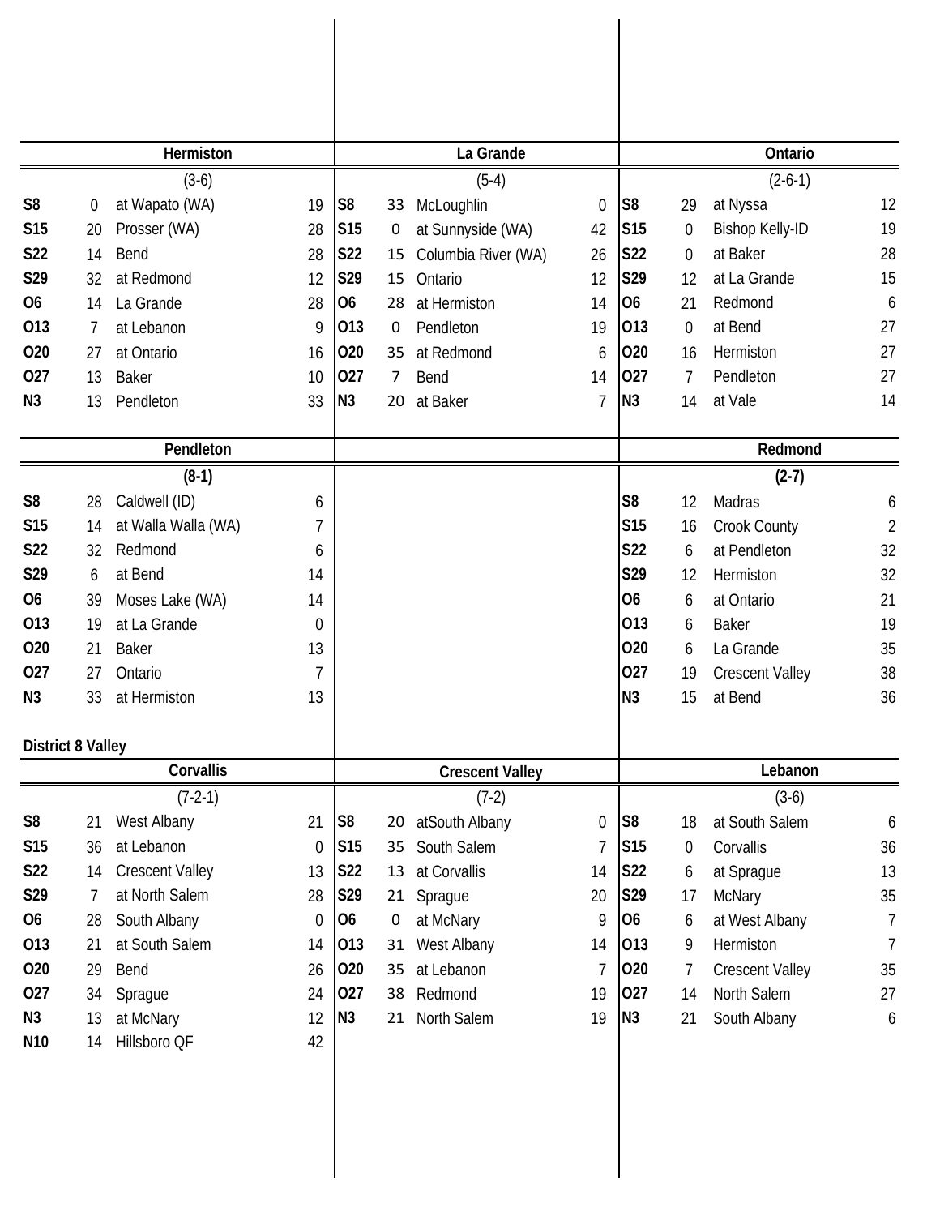### Hermiston

(3-6)

| Date | Score | Opponent | Opp |
|---|---|---|---|
| S8 | 0 | at Wapato (WA) | 19 |
| S15 | 20 | Prosser (WA) | 28 |
| S22 | 14 | Bend | 28 |
| S29 | 32 | at Redmond | 12 |
| O6 | 14 | La Grande | 28 |
| O13 | 7 | at Lebanon | 9 |
| O20 | 27 | at Ontario | 16 |
| O27 | 13 | Baker | 10 |
| N3 | 13 | Pendleton | 33 |

### La Grande

(5-4)

| Date | Score | Opponent | Opp |
|---|---|---|---|
| S8 | 33 | McLoughlin | 0 |
| S15 | 0 | at Sunnyside (WA) | 42 |
| S22 | 15 | Columbia River (WA) | 26 |
| S29 | 15 | Ontario | 12 |
| O6 | 28 | at Hermiston | 14 |
| O13 | 0 | Pendleton | 19 |
| O20 | 35 | at Redmond | 6 |
| O27 | 7 | Bend | 14 |
| N3 | 20 | at Baker | 7 |

### Ontario

(2-6-1)

| Date | Score | Opponent | Opp |
|---|---|---|---|
| S8 | 29 | at Nyssa | 12 |
| S15 | 0 | Bishop Kelly-ID | 19 |
| S22 | 0 | at Baker | 28 |
| S29 | 12 | at La Grande | 15 |
| O6 | 21 | Redmond | 6 |
| O13 | 0 | at Bend | 27 |
| O20 | 16 | Hermiston | 27 |
| O27 | 7 | Pendleton | 27 |
| N3 | 14 | at Vale | 14 |

### Pendleton

**(8-1)**

| Date | Score | Opponent | Opp |
|---|---|---|---|
| S8 | 28 | Caldwell (ID) | 6 |
| S15 | 14 | at Walla Walla (WA) | 7 |
| S22 | 32 | Redmond | 6 |
| S29 | 6 | at Bend | 14 |
| O6 | 39 | Moses Lake (WA) | 14 |
| O13 | 19 | at La Grande | 0 |
| O20 | 21 | Baker | 13 |
| O27 | 27 | Ontario | 7 |
| N3 | 33 | at Hermiston | 13 |

### Redmond

**(2-7)**

| Date | Score | Opponent | Opp |
|---|---|---|---|
| S8 | 12 | Madras | 6 |
| S15 | 16 | Crook County | 2 |
| S22 | 6 | at Pendleton | 32 |
| S29 | 12 | Hermiston | 32 |
| O6 | 6 | at Ontario | 21 |
| O13 | 6 | Baker | 19 |
| O20 | 6 | La Grande | 35 |
| O27 | 19 | Crescent Valley | 38 |
| N3 | 15 | at Bend | 36 |

## District 8 Valley

### Corvallis

(7-2-1)

| Date | Score | Opponent | Opp |
|---|---|---|---|
| S8 | 21 | West Albany | 21 |
| S15 | 36 | at Lebanon | 0 |
| S22 | 14 | Crescent Valley | 13 |
| S29 | 7 | at North Salem | 28 |
| O6 | 28 | South Albany | 0 |
| O13 | 21 | at South Salem | 14 |
| O20 | 29 | Bend | 26 |
| O27 | 34 | Sprague | 24 |
| N3 | 13 | at McNary | 12 |
| N10 | 14 | Hillsboro QF | 42 |

### Crescent Valley

(7-2)

| Date | Score | Opponent | Opp |
|---|---|---|---|
| S8 | 20 | atSouth Albany | 0 |
| S15 | 35 | South Salem | 7 |
| S22 | 13 | at Corvallis | 14 |
| S29 | 21 | Sprague | 20 |
| O6 | 0 | at McNary | 9 |
| O13 | 31 | West Albany | 14 |
| O20 | 35 | at Lebanon | 7 |
| O27 | 38 | Redmond | 19 |
| N3 | 21 | North Salem | 19 |

### Lebanon

(3-6)

| Date | Score | Opponent | Opp |
|---|---|---|---|
| S8 | 18 | at South Salem | 6 |
| S15 | 0 | Corvallis | 36 |
| S22 | 6 | at Sprague | 13 |
| S29 | 17 | McNary | 35 |
| O6 | 6 | at West Albany | 7 |
| O13 | 9 | Hermiston | 7 |
| O20 | 7 | Crescent Valley | 35 |
| O27 | 14 | North Salem | 27 |
| N3 | 21 | South Albany | 6 |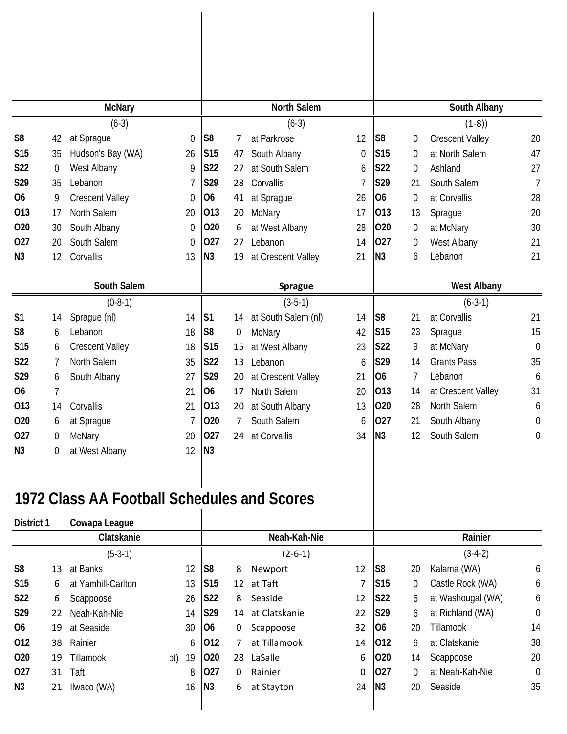## McNary

(6-3)

| | | | |
|---|---|---|---|
| S8 | 42 | at Sprague | 0 |
| S15 | 35 | Hudson's Bay (WA) | 26 |
| S22 | 0 | West Albany | 9 |
| S29 | 35 | Lebanon | 7 |
| O6 | 9 | Crescent Valley | 0 |
| O13 | 17 | North Salem | 20 |
| O20 | 30 | South Albany | 0 |
| O27 | 20 | South Salem | 0 |
| N3 | 12 | Corvallis | 13 |

## North Salem

(6-3)

| | | | |
|---|---|---|---|
| S8 | 7 | at Parkrose | 12 |
| S15 | 47 | South Albany | 0 |
| S22 | 27 | at South Salem | 6 |
| S29 | 28 | Corvallis | 7 |
| O6 | 41 | at Sprague | 26 |
| O13 | 20 | McNary | 17 |
| O20 | 6 | at West Albany | 28 |
| O27 | 27 | Lebanon | 14 |
| N3 | 19 | at Crescent Valley | 21 |

## South Albany

(1-8))

| | | | |
|---|---|---|---|
| S8 | 0 | Crescent Valley | 20 |
| S15 | 0 | at North Salem | 47 |
| S22 | 0 | Ashland | 27 |
| S29 | 21 | South Salem | 7 |
| O6 | 0 | at Corvallis | 28 |
| O13 | 13 | Sprague | 20 |
| O20 | 0 | at McNary | 30 |
| O27 | 0 | West Albany | 21 |
| N3 | 6 | Lebanon | 21 |

## South Salem

(0-8-1)

| | | | |
|---|---|---|---|
| S1 | 14 | Sprague (nl) | 14 |
| S8 | 6 | Lebanon | 18 |
| S15 | 6 | Crescent Valley | 18 |
| S22 | 7 | North Salem | 35 |
| S29 | 6 | South Albany | 27 |
| O6 | 7 | | 21 |
| O13 | 14 | Corvallis | 21 |
| O20 | 6 | at Sprague | 7 |
| O27 | 0 | McNary | 20 |
| N3 | 0 | at West Albany | 12 |

## Sprague

(3-5-1)

| | | | |
|---|---|---|---|
| S1 | 14 | at South Salem (nl) | 14 |
| S8 | 0 | McNary | 42 |
| S15 | 15 | at West Albany | 23 |
| S22 | 13 | Lebanon | 6 |
| S29 | 20 | at Crescent Valley | 21 |
| O6 | 17 | North Salem | 20 |
| O13 | 20 | at South Albany | 13 |
| O20 | 7 | South Salem | 6 |
| O27 | 24 | at Corvallis | 34 |
| N3 | | | |

## West Albany

(6-3-1)

| | | | |
|---|---|---|---|
| S8 | 21 | at Corvallis | 21 |
| S15 | 23 | Sprague | 15 |
| S22 | 9 | at McNary | 0 |
| S29 | 14 | Grants Pass | 35 |
| O6 | 7 | Lebanon | 6 |
| O13 | 14 | at Crescent Valley | 31 |
| O20 | 28 | North Salem | 6 |
| O27 | 21 | South Albany | 0 |
| N3 | 12 | South Salem | 0 |

# 1972 Class AA Football Schedules and Scores

**District 1** **Cowapa League**

## Clatskanie

(5-3-1)

| | | | |
|---|---|---|---|
| S8 | 13 | at Banks | 12 |
| S15 | 6 | at Yamhill-Carlton | 13 |
| S22 | 6 | Scappoose | 26 |
| S29 | 22 | Neah-Kah-Nie | 14 |
| O6 | 19 | at Seaside | 30 |
| O12 | 38 | Rainier | 6 |
| O20 | 19 | Tillamook (ot) | 19 |
| O27 | 31 | Taft | 8 |
| N3 | 21 | Ilwaco (WA) | 16 |

## Neah-Kah-Nie

(2-6-1)

| | | | |
|---|---|---|---|
| S8 | 8 | Newport | 12 |
| S15 | 12 | at Taft | 7 |
| S22 | 8 | Seaside | 12 |
| S29 | 14 | at Clatskanie | 22 |
| O6 | 0 | Scappoose | 32 |
| O12 | 7 | at Tillamook | 14 |
| O20 | 28 | LaSalle | 6 |
| O27 | 0 | Rainier | 0 |
| N3 | 6 | at Stayton | 24 |

## Rainier

(3-4-2)

| | | | |
|---|---|---|---|
| S8 | 20 | Kalama (WA) | 6 |
| S15 | 0 | Castle Rock (WA) | 6 |
| S22 | 6 | at Washougal (WA) | 6 |
| S29 | 6 | at Richland (WA) | 0 |
| O6 | 20 | Tillamook | 14 |
| O12 | 6 | at Clatskanie | 38 |
| O20 | 14 | Scappoose | 20 |
| O27 | 0 | at Neah-Kah-Nie | 0 |
| N3 | 20 | Seaside | 35 |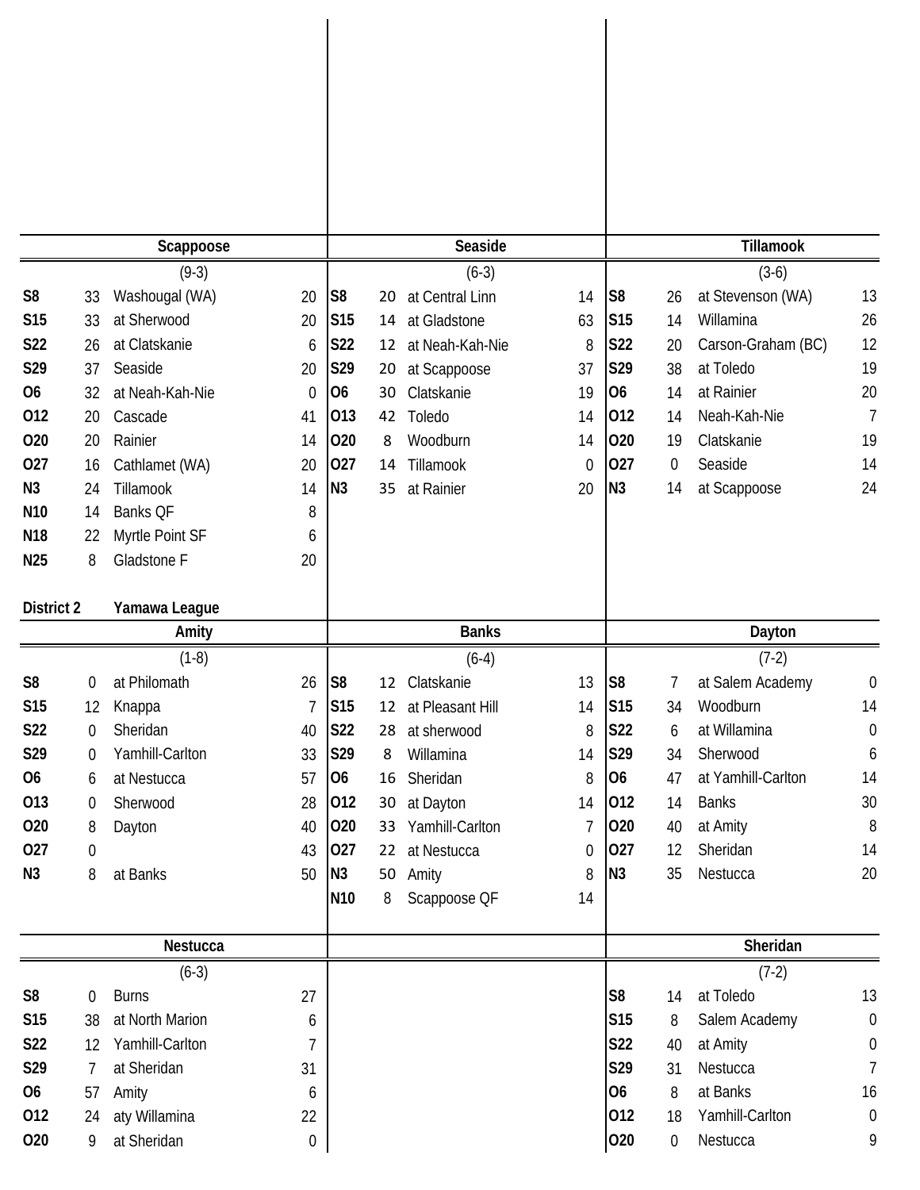### Scappoose

(9-3)

| | | | |
|---|---|---|---|
| S8 | 33 | Washougal (WA) | 20 |
| S15 | 33 | at Sherwood | 20 |
| S22 | 26 | at Clatskanie | 6 |
| S29 | 37 | Seaside | 20 |
| O6 | 32 | at Neah-Kah-Nie | 0 |
| O12 | 20 | Cascade | 41 |
| O20 | 20 | Rainier | 14 |
| O27 | 16 | Cathlamet (WA) | 20 |
| N3 | 24 | Tillamook | 14 |
| N10 | 14 | Banks QF | 8 |
| N18 | 22 | Myrtle Point SF | 6 |
| N25 | 8 | Gladstone F | 20 |

### Seaside

(6-3)

| | | | |
|---|---|---|---|
| S8 | 20 | at Central Linn | 14 |
| S15 | 14 | at Gladstone | 63 |
| S22 | 12 | at Neah-Kah-Nie | 8 |
| S29 | 20 | at Scappoose | 37 |
| O6 | 30 | Clatskanie | 19 |
| O13 | 42 | Toledo | 14 |
| O20 | 8 | Woodburn | 14 |
| O27 | 14 | Tillamook | 0 |
| N3 | 35 | at Rainier | 20 |

### Tillamook

(3-6)

| | | | |
|---|---|---|---|
| S8 | 26 | at Stevenson (WA) | 13 |
| S15 | 14 | Willamina | 26 |
| S22 | 20 | Carson-Graham (BC) | 12 |
| S29 | 38 | at Toledo | 19 |
| O6 | 14 | at Rainier | 20 |
| O12 | 14 | Neah-Kah-Nie | 7 |
| O20 | 19 | Clatskanie | 19 |
| O27 | 0 | Seaside | 14 |
| N3 | 14 | at Scappoose | 24 |

## District 2 Yamawa League

### Amity

(1-8)

| | | | |
|---|---|---|---|
| S8 | 0 | at Philomath | 26 |
| S15 | 12 | Knappa | 7 |
| S22 | 0 | Sheridan | 40 |
| S29 | 0 | Yamhill-Carlton | 33 |
| O6 | 6 | at Nestucca | 57 |
| O13 | 0 | Sherwood | 28 |
| O20 | 8 | Dayton | 40 |
| O27 | 0 | | 43 |
| N3 | 8 | at Banks | 50 |

### Banks

(6-4)

| | | | |
|---|---|---|---|
| S8 | 12 | Clatskanie | 13 |
| S15 | 12 | at Pleasant Hill | 14 |
| S22 | 28 | at sherwood | 8 |
| S29 | 8 | Willamina | 14 |
| O6 | 16 | Sheridan | 8 |
| O12 | 30 | at Dayton | 14 |
| O20 | 33 | Yamhill-Carlton | 7 |
| O27 | 22 | at Nestucca | 0 |
| N3 | 50 | Amity | 8 |
| N10 | 8 | Scappoose QF | 14 |

### Dayton

(7-2)

| | | | |
|---|---|---|---|
| S8 | 7 | at Salem Academy | 0 |
| S15 | 34 | Woodburn | 14 |
| S22 | 6 | at Willamina | 0 |
| S29 | 34 | Sherwood | 6 |
| O6 | 47 | at Yamhill-Carlton | 14 |
| O12 | 14 | Banks | 30 |
| O20 | 40 | at Amity | 8 |
| O27 | 12 | Sheridan | 14 |
| N3 | 35 | Nestucca | 20 |

### Nestucca

(6-3)

| | | | |
|---|---|---|---|
| S8 | 0 | Burns | 27 |
| S15 | 38 | at North Marion | 6 |
| S22 | 12 | Yamhill-Carlton | 7 |
| S29 | 7 | at Sheridan | 31 |
| O6 | 57 | Amity | 6 |
| O12 | 24 | aty Willamina | 22 |
| O20 | 9 | at Sheridan | 0 |

### Sheridan

(7-2)

| | | | |
|---|---|---|---|
| S8 | 14 | at Toledo | 13 |
| S15 | 8 | Salem Academy | 0 |
| S22 | 40 | at Amity | 0 |
| S29 | 31 | Nestucca | 7 |
| O6 | 8 | at Banks | 16 |
| O12 | 18 | Yamhill-Carlton | 0 |
| O20 | 0 | Nestucca | 9 |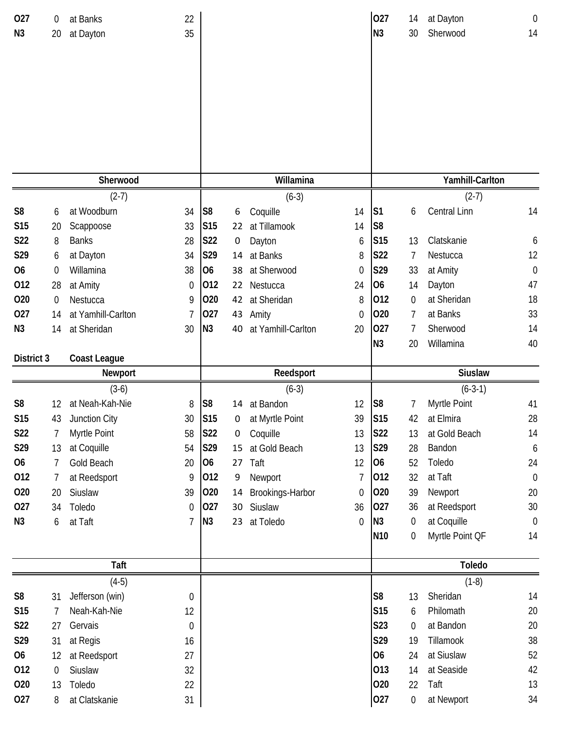| | | | |
|---|---|---|---|
| O27 | 0 | at Banks | 22 |
| N3 | 20 | at Dayton | 35 |

| | | | |
|---|---|---|---|
| O27 | 14 | at Dayton | 0 |
| N3 | 30 | Sherwood | 14 |

### Sherwood

(2-7)

| | | | |
|---|---|---|---|
| S8 | 6 | at Woodburn | 34 |
| S15 | 20 | Scappoose | 33 |
| S22 | 8 | Banks | 28 |
| S29 | 6 | at Dayton | 34 |
| O6 | 0 | Willamina | 38 |
| O12 | 28 | at Amity | 0 |
| O20 | 0 | Nestucca | 9 |
| O27 | 14 | at Yamhill-Carlton | 7 |
| N3 | 14 | at Sheridan | 30 |

### Willamina

(6-3)

| | | | |
|---|---|---|---|
| S8 | 6 | Coquille | 14 |
| S15 | 22 | at Tillamook | 14 |
| S22 | 0 | Dayton | 6 |
| S29 | 14 | at Banks | 8 |
| O6 | 38 | at Sherwood | 0 |
| O12 | 22 | Nestucca | 24 |
| O20 | 42 | at Sheridan | 8 |
| O27 | 43 | Amity | 0 |
| N3 | 40 | at Yamhill-Carlton | 20 |

### Yamhill-Carlton

(2-7)

| | | | |
|---|---|---|---|
| S1 | 6 | Central Linn | 14 |
| S8 | | | |
| S15 | 13 | Clatskanie | 6 |
| S22 | 7 | Nestucca | 12 |
| S29 | 33 | at Amity | 0 |
| O6 | 14 | Dayton | 47 |
| O12 | 0 | at Sheridan | 18 |
| O20 | 7 | at Banks | 33 |
| O27 | 7 | Sherwood | 14 |
| N3 | 20 | Willamina | 40 |

## District 3 Coast League

### Newport

(3-6)

| | | | |
|---|---|---|---|
| S8 | 12 | at Neah-Kah-Nie | 8 |
| S15 | 43 | Junction City | 30 |
| S22 | 7 | Myrtle Point | 58 |
| S29 | 13 | at Coquille | 54 |
| O6 | 7 | Gold Beach | 20 |
| O12 | 7 | at Reedsport | 9 |
| O20 | 20 | Siuslaw | 39 |
| O27 | 34 | Toledo | 0 |
| N3 | 6 | at Taft | 7 |

### Reedsport

(6-3)

| | | | |
|---|---|---|---|
| S8 | 14 | at Bandon | 12 |
| S15 | 0 | at Myrtle Point | 39 |
| S22 | 0 | Coquille | 13 |
| S29 | 15 | at Gold Beach | 13 |
| O6 | 27 | Taft | 12 |
| O12 | 9 | Newport | 7 |
| O20 | 14 | Brookings-Harbor | 0 |
| O27 | 30 | Siuslaw | 36 |
| N3 | 23 | at Toledo | 0 |

### Siuslaw

(6-3-1)

| | | | |
|---|---|---|---|
| S8 | 7 | Myrtle Point | 41 |
| S15 | 42 | at Elmira | 28 |
| S22 | 13 | at Gold Beach | 14 |
| S29 | 28 | Bandon | 6 |
| O6 | 52 | Toledo | 24 |
| O12 | 32 | at Taft | 0 |
| O20 | 39 | Newport | 20 |
| O27 | 36 | at Reedsport | 30 |
| N3 | 0 | at Coquille | 0 |
| N10 | 0 | Myrtle Point QF | 14 |

### Taft

(4-5)

| | | | |
|---|---|---|---|
| S8 | 31 | Jefferson (win) | 0 |
| S15 | 7 | Neah-Kah-Nie | 12 |
| S22 | 27 | Gervais | 0 |
| S29 | 31 | at Regis | 16 |
| O6 | 12 | at Reedsport | 27 |
| O12 | 0 | Siuslaw | 32 |
| O20 | 13 | Toledo | 22 |
| O27 | 8 | at Clatskanie | 31 |

### Toledo

(1-8)

| | | | |
|---|---|---|---|
| S8 | 13 | Sheridan | 14 |
| S15 | 6 | Philomath | 20 |
| S23 | 0 | at Bandon | 20 |
| S29 | 19 | Tillamook | 38 |
| O6 | 24 | at Siuslaw | 52 |
| O13 | 14 | at Seaside | 42 |
| O20 | 22 | Taft | 13 |
| O27 | 0 | at Newport | 34 |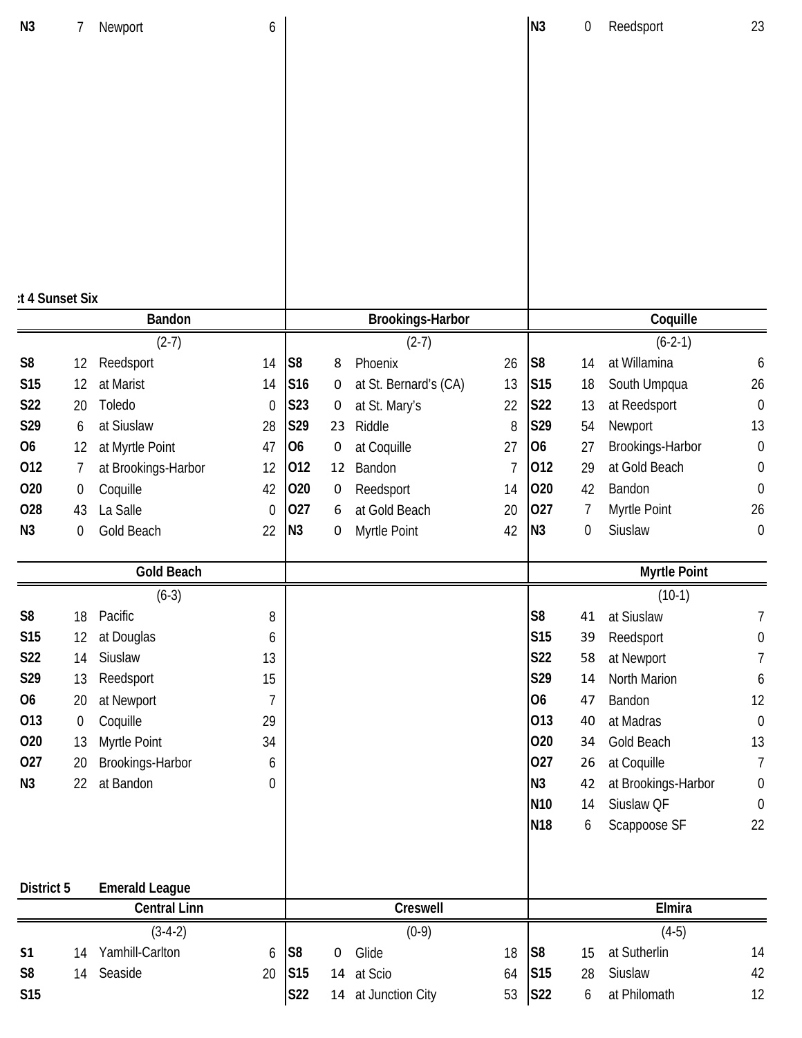| | | | |
|---|---|---|---|
| N3 | 7 | Newport | 6 |

| | | | |
|---|---|---|---|
| N3 | 0 | Reedsport | 23 |

t 4 Sunset Six

## Bandon

(2-7)

| | | | |
|---|---|---|---|
| S8 | 12 | Reedsport | 14 |
| S15 | 12 | at Marist | 14 |
| S22 | 20 | Toledo | 0 |
| S29 | 6 | at Siuslaw | 28 |
| O6 | 12 | at Myrtle Point | 47 |
| O12 | 7 | at Brookings-Harbor | 12 |
| O20 | 0 | Coquille | 42 |
| O28 | 43 | La Salle | 0 |
| N3 | 0 | Gold Beach | 22 |

## Brookings-Harbor

(2-7)

| | | | |
|---|---|---|---|
| S8 | 8 | Phoenix | 26 |
| S16 | 0 | at St. Bernard's (CA) | 13 |
| S23 | 0 | at St. Mary's | 22 |
| S29 | 23 | Riddle | 8 |
| O6 | 0 | at Coquille | 27 |
| O12 | 12 | Bandon | 7 |
| O20 | 0 | Reedsport | 14 |
| O27 | 6 | at Gold Beach | 20 |
| N3 | 0 | Myrtle Point | 42 |

## Coquille

(6-2-1)

| | | | |
|---|---|---|---|
| S8 | 14 | at Willamina | 6 |
| S15 | 18 | South Umpqua | 26 |
| S22 | 13 | at Reedsport | 0 |
| S29 | 54 | Newport | 13 |
| O6 | 27 | Brookings-Harbor | 0 |
| O12 | 29 | at Gold Beach | 0 |
| O20 | 42 | Bandon | 0 |
| O27 | 7 | Myrtle Point | 26 |
| N3 | 0 | Siuslaw | 0 |

## Gold Beach

(6-3)

| | | | |
|---|---|---|---|
| S8 | 18 | Pacific | 8 |
| S15 | 12 | at Douglas | 6 |
| S22 | 14 | Siuslaw | 13 |
| S29 | 13 | Reedsport | 15 |
| O6 | 20 | at Newport | 7 |
| O13 | 0 | Coquille | 29 |
| O20 | 13 | Myrtle Point | 34 |
| O27 | 20 | Brookings-Harbor | 6 |
| N3 | 22 | at Bandon | 0 |

## Myrtle Point

(10-1)

| | | | |
|---|---|---|---|
| S8 | 41 | at Siuslaw | 7 |
| S15 | 39 | Reedsport | 0 |
| S22 | 58 | at Newport | 7 |
| S29 | 14 | North Marion | 6 |
| O6 | 47 | Bandon | 12 |
| O13 | 40 | at Madras | 0 |
| O20 | 34 | Gold Beach | 13 |
| O27 | 26 | at Coquille | 7 |
| N3 | 42 | at Brookings-Harbor | 0 |
| N10 | 14 | Siuslaw QF | 0 |
| N18 | 6 | Scappoose SF | 22 |

District 5 Emerald League

## Central Linn

(3-4-2)

| | | | |
|---|---|---|---|
| S1 | 14 | Yamhill-Carlton | 6 |
| S8 | 14 | Seaside | 20 |
| S15 | | | |

## Creswell

(0-9)

| | | | |
|---|---|---|---|
| S8 | 0 | Glide | 18 |
| S15 | 14 | at Scio | 64 |
| S22 | 14 | at Junction City | 53 |

## Elmira

(4-5)

| | | | |
|---|---|---|---|
| S8 | 15 | at Sutherlin | 14 |
| S15 | 28 | Siuslaw | 42 |
| S22 | 6 | at Philomath | 12 |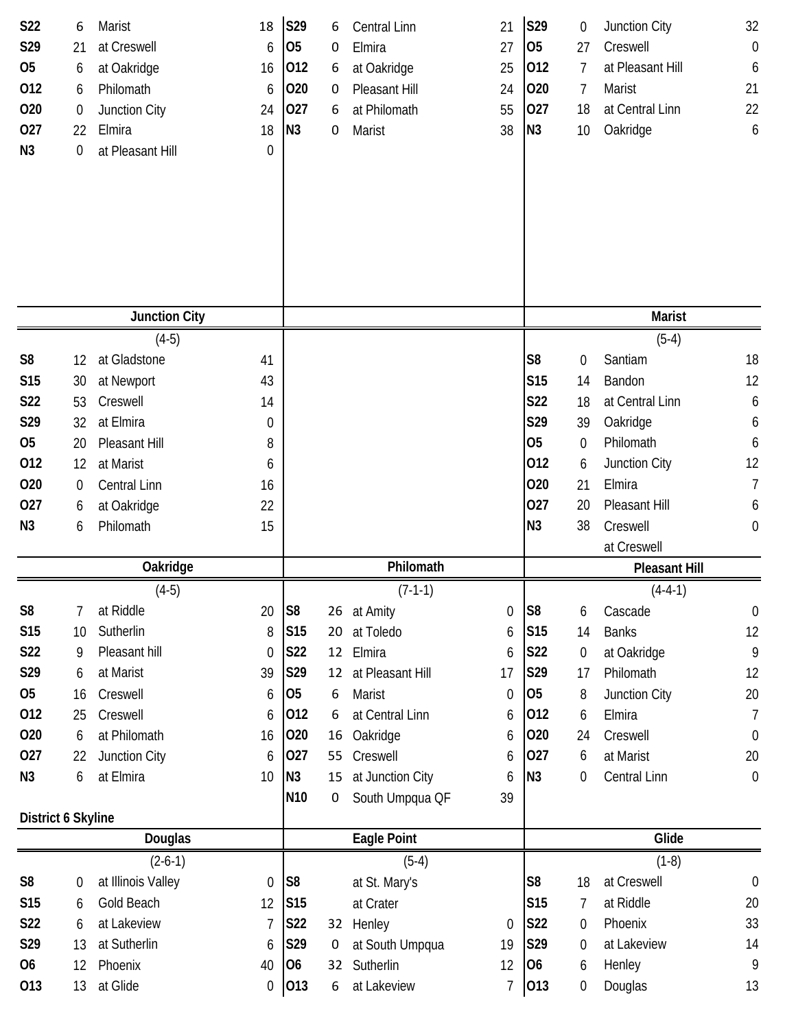| | | | |
|---|---|---|---|
| S22 | 6 | Marist | 18 |
| S29 | 21 | at Creswell | 6 |
| O5 | 6 | at Oakridge | 16 |
| O12 | 6 | Philomath | 6 |
| O20 | 0 | Junction City | 24 |
| O27 | 22 | Elmira | 18 |
| N3 | 0 | at Pleasant Hill | 0 |

| | | | |
|---|---|---|---|
| S29 | 6 | Central Linn | 21 |
| O5 | 0 | Elmira | 27 |
| O12 | 6 | at Oakridge | 25 |
| O20 | 0 | Pleasant Hill | 24 |
| O27 | 6 | at Philomath | 55 |
| N3 | 0 | Marist | 38 |

| | | | |
|---|---|---|---|
| S29 | 0 | Junction City | 32 |
| O5 | 27 | Creswell | 0 |
| O12 | 7 | at Pleasant Hill | 6 |
| O20 | 7 | Marist | 21 |
| O27 | 18 | at Central Linn | 22 |
| N3 | 10 | Oakridge | 6 |

### Junction City

(4-5)

| | | | |
|---|---|---|---|
| S8 | 12 | at Gladstone | 41 |
| S15 | 30 | at Newport | 43 |
| S22 | 53 | Creswell | 14 |
| S29 | 32 | at Elmira | 0 |
| O5 | 20 | Pleasant Hill | 8 |
| O12 | 12 | at Marist | 6 |
| O20 | 0 | Central Linn | 16 |
| O27 | 6 | at Oakridge | 22 |
| N3 | 6 | Philomath | 15 |

### Marist

(5-4)

| | | | |
|---|---|---|---|
| S8 | 0 | Santiam | 18 |
| S15 | 14 | Bandon | 12 |
| S22 | 18 | at Central Linn | 6 |
| S29 | 39 | Oakridge | 6 |
| O5 | 0 | Philomath | 6 |
| O12 | 6 | Junction City | 12 |
| O20 | 21 | Elmira | 7 |
| O27 | 20 | Pleasant Hill | 6 |
| N3 | 38 | Creswell | 0 |
| | | at Creswell | |

### Oakridge

(4-5)

| | | | |
|---|---|---|---|
| S8 | 7 | at Riddle | 20 |
| S15 | 10 | Sutherlin | 8 |
| S22 | 9 | Pleasant hill | 0 |
| S29 | 6 | at Marist | 39 |
| O5 | 16 | Creswell | 6 |
| O12 | 25 | Creswell | 6 |
| O20 | 6 | at Philomath | 16 |
| O27 | 22 | Junction City | 6 |
| N3 | 6 | at Elmira | 10 |

### Philomath

(7-1-1)

| | | | |
|---|---|---|---|
| S8 | 26 | at Amity | 0 |
| S15 | 20 | at Toledo | 6 |
| S22 | 12 | Elmira | 6 |
| S29 | 12 | at Pleasant Hill | 17 |
| O5 | 6 | Marist | 0 |
| O12 | 6 | at Central Linn | 6 |
| O20 | 16 | Oakridge | 6 |
| O27 | 55 | Creswell | 6 |
| N3 | 15 | at Junction City | 6 |
| N10 | 0 | South Umpqua QF | 39 |

### Pleasant Hill

(4-4-1)

| | | | |
|---|---|---|---|
| S8 | 6 | Cascade | 0 |
| S15 | 14 | Banks | 12 |
| S22 | 0 | at Oakridge | 9 |
| S29 | 17 | Philomath | 12 |
| O5 | 8 | Junction City | 20 |
| O12 | 6 | Elmira | 7 |
| O20 | 24 | Creswell | 0 |
| O27 | 6 | at Marist | 20 |
| N3 | 0 | Central Linn | 0 |

## District 6 Skyline

### Douglas

(2-6-1)

| | | | |
|---|---|---|---|
| S8 | 0 | at Illinois Valley | 0 |
| S15 | 6 | Gold Beach | 12 |
| S22 | 6 | at Lakeview | 7 |
| S29 | 13 | at Sutherlin | 6 |
| O6 | 12 | Phoenix | 40 |
| O13 | 13 | at Glide | 0 |

### Eagle Point

(5-4)

| | | | |
|---|---|---|---|
| S8 | | at St. Mary's | |
| S15 | | at Crater | |
| S22 | 32 | Henley | 0 |
| S29 | 0 | at South Umpqua | 19 |
| O6 | 32 | Sutherlin | 12 |
| O13 | 6 | at Lakeview | 7 |

### Glide

(1-8)

| | | | |
|---|---|---|---|
| S8 | 18 | at Creswell | 0 |
| S15 | 7 | at Riddle | 20 |
| S22 | 0 | Phoenix | 33 |
| S29 | 0 | at Lakeview | 14 |
| O6 | 6 | Henley | 9 |
| O13 | 0 | Douglas | 13 |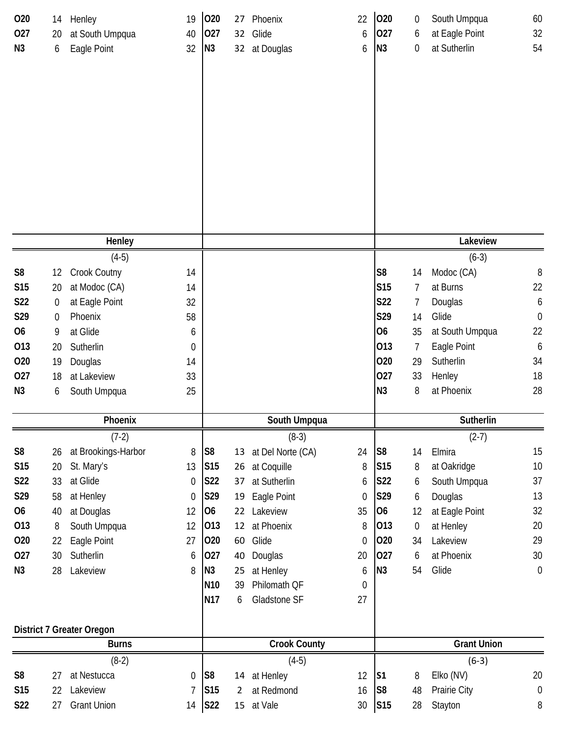| | | | |
|---|---|---|---|
| O20 | 14 | Henley | 19 |
| O27 | 20 | at South Umpqua | 40 |
| N3 | 6 | Eagle Point | 32 |

| | | | |
|---|---|---|---|
| O20 | 27 | Phoenix | 22 |
| O27 | 32 | Glide | 6 |
| N3 | 32 | at Douglas | 6 |

| | | | |
|---|---|---|---|
| O20 | 0 | South Umpqua | 60 |
| O27 | 6 | at Eagle Point | 32 |
| N3 | 0 | at Sutherlin | 54 |

### Henley

(4-5)

| | | | |
|---|---|---|---|
| S8 | 12 | Crook Coutny | 14 |
| S15 | 20 | at Modoc (CA) | 14 |
| S22 | 0 | at Eagle Point | 32 |
| S29 | 0 | Phoenix | 58 |
| O6 | 9 | at Glide | 6 |
| O13 | 20 | Sutherlin | 0 |
| O20 | 19 | Douglas | 14 |
| O27 | 18 | at Lakeview | 33 |
| N3 | 6 | South Umpqua | 25 |

### Lakeview

(6-3)

| | | | |
|---|---|---|---|
| S8 | 14 | Modoc (CA) | 8 |
| S15 | 7 | at Burns | 22 |
| S22 | 7 | Douglas | 6 |
| S29 | 14 | Glide | 0 |
| O6 | 35 | at South Umpqua | 22 |
| O13 | 7 | Eagle Point | 6 |
| O20 | 29 | Sutherlin | 34 |
| O27 | 33 | Henley | 18 |
| N3 | 8 | at Phoenix | 28 |

### Phoenix

(7-2)

| | | | |
|---|---|---|---|
| S8 | 26 | at Brookings-Harbor | 8 |
| S15 | 20 | St. Mary's | 13 |
| S22 | 33 | at Glide | 0 |
| S29 | 58 | at Henley | 0 |
| O6 | 40 | at Douglas | 12 |
| O13 | 8 | South Umpqua | 12 |
| O20 | 22 | Eagle Point | 27 |
| O27 | 30 | Sutherlin | 6 |
| N3 | 28 | Lakeview | 8 |

### South Umpqua

(8-3)

| | | | |
|---|---|---|---|
| S8 | 13 | at Del Norte (CA) | 24 |
| S15 | 26 | at Coquille | 8 |
| S22 | 37 | at Sutherlin | 6 |
| S29 | 19 | Eagle Point | 0 |
| O6 | 22 | Lakeview | 35 |
| O13 | 12 | at Phoenix | 8 |
| O20 | 60 | Glide | 0 |
| O27 | 40 | Douglas | 20 |
| N3 | 25 | at Henley | 6 |
| N10 | 39 | Philomath QF | 0 |
| N17 | 6 | Gladstone SF | 27 |

### Sutherlin

(2-7)

| | | | |
|---|---|---|---|
| S8 | 14 | Elmira | 15 |
| S15 | 8 | at Oakridge | 10 |
| S22 | 6 | South Umpqua | 37 |
| S29 | 6 | Douglas | 13 |
| O6 | 12 | at Eagle Point | 32 |
| O13 | 0 | at Henley | 20 |
| O20 | 34 | Lakeview | 29 |
| O27 | 6 | at Phoenix | 30 |
| N3 | 54 | Glide | 0 |

## District 7 Greater Oregon

### Burns

(8-2)

| | | | |
|---|---|---|---|
| S8 | 27 | at Nestucca | 0 |
| S15 | 22 | Lakeview | 7 |
| S22 | 27 | Grant Union | 14 |

### Crook County

(4-5)

| | | | |
|---|---|---|---|
| S8 | 14 | at Henley | 12 |
| S15 | 2 | at Redmond | 16 |
| S22 | 15 | at Vale | 30 |

### Grant Union

(6-3)

| | | | |
|---|---|---|---|
| S1 | 8 | Elko (NV) | 20 |
| S8 | 48 | Prairie City | 0 |
| S15 | 28 | Stayton | 8 |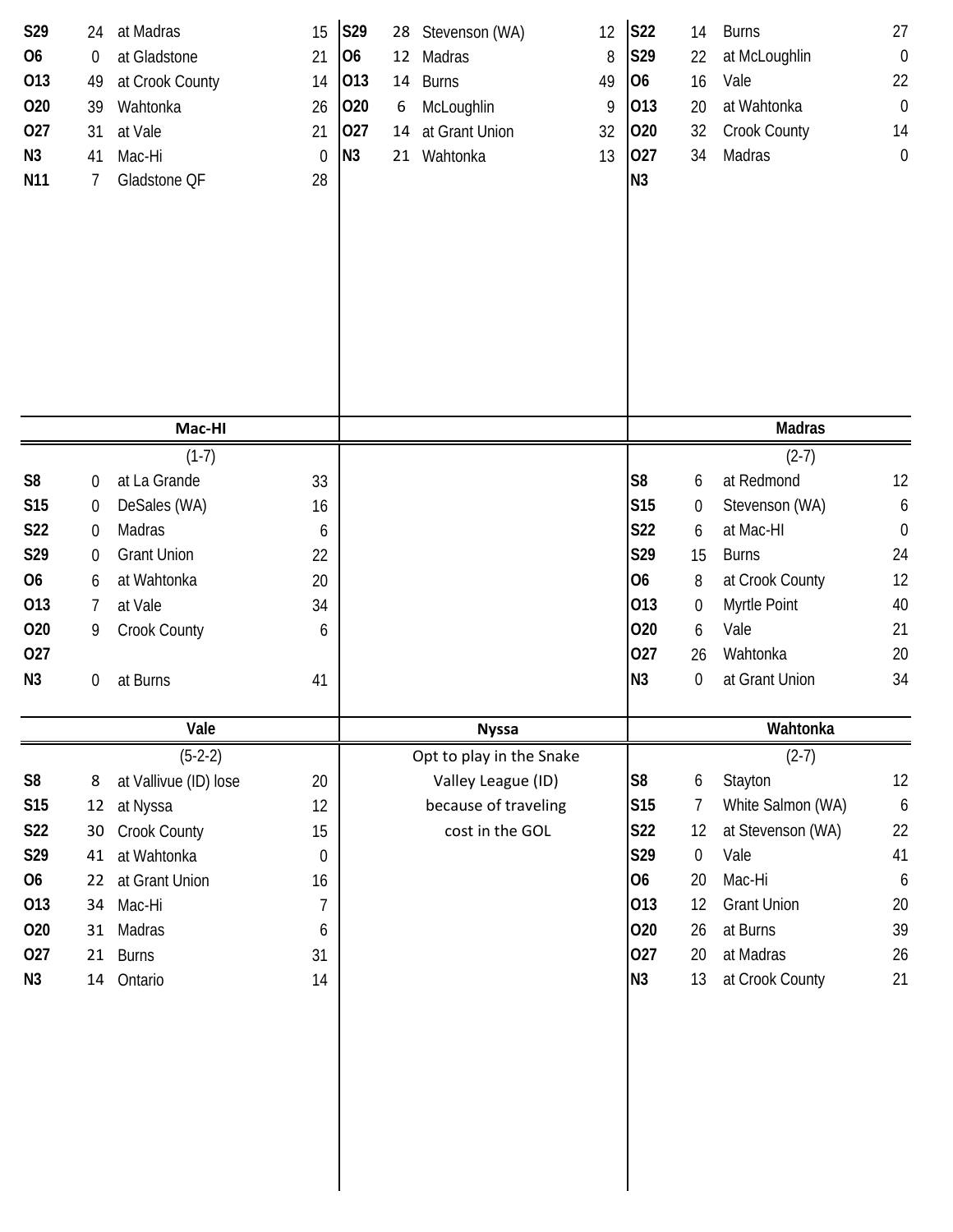| | | | |
|---|---|---|---|
| S29 | 24 | at Madras | 15 |
| O6 | 0 | at Gladstone | 21 |
| O13 | 49 | at Crook County | 14 |
| O20 | 39 | Wahtonka | 26 |
| O27 | 31 | at Vale | 21 |
| N3 | 41 | Mac-Hi | 0 |
| N11 | 7 | Gladstone QF | 28 |

| | | | |
|---|---|---|---|
| S29 | 28 | Stevenson (WA) | 12 |
| O6 | 12 | Madras | 8 |
| O13 | 14 | Burns | 49 |
| O20 | 6 | McLoughlin | 9 |
| O27 | 14 | at Grant Union | 32 |
| N3 | 21 | Wahtonka | 13 |

| | | | |
|---|---|---|---|
| S22 | 14 | Burns | 27 |
| S29 | 22 | at McLoughlin | 0 |
| O6 | 16 | Vale | 22 |
| O13 | 20 | at Wahtonka | 0 |
| O20 | 32 | Crook County | 14 |
| O27 | 34 | Madras | 0 |
| N3 | | | |

## Mac-HI

(1-7)

| | | | |
|---|---|---|---|
| S8 | 0 | at La Grande | 33 |
| S15 | 0 | DeSales (WA) | 16 |
| S22 | 0 | Madras | 6 |
| S29 | 0 | Grant Union | 22 |
| O6 | 6 | at Wahtonka | 20 |
| O13 | 7 | at Vale | 34 |
| O20 | 9 | Crook County | 6 |
| O27 | | | |
| N3 | 0 | at Burns | 41 |

## Madras

(2-7)

| | | | |
|---|---|---|---|
| S8 | 6 | at Redmond | 12 |
| S15 | 0 | Stevenson (WA) | 6 |
| S22 | 6 | at Mac-HI | 0 |
| S29 | 15 | Burns | 24 |
| O6 | 8 | at Crook County | 12 |
| O13 | 0 | Myrtle Point | 40 |
| O20 | 6 | Vale | 21 |
| O27 | 26 | Wahtonka | 20 |
| N3 | 0 | at Grant Union | 34 |

## Vale

(5-2-2)

| | | | |
|---|---|---|---|
| S8 | 8 | at Vallivue (ID) lose | 20 |
| S15 | 12 | at Nyssa | 12 |
| S22 | 30 | Crook County | 15 |
| S29 | 41 | at Wahtonka | 0 |
| O6 | 22 | at Grant Union | 16 |
| O13 | 34 | Mac-Hi | 7 |
| O20 | 31 | Madras | 6 |
| O27 | 21 | Burns | 31 |
| N3 | 14 | Ontario | 14 |

## Nyssa

Opt to play in the Snake Valley League (ID) because of traveling cost in the GOL

## Wahtonka

(2-7)

| | | | |
|---|---|---|---|
| S8 | 6 | Stayton | 12 |
| S15 | 7 | White Salmon (WA) | 6 |
| S22 | 12 | at Stevenson (WA) | 22 |
| S29 | 0 | Vale | 41 |
| O6 | 20 | Mac-Hi | 6 |
| O13 | 12 | Grant Union | 20 |
| O20 | 26 | at Burns | 39 |
| O27 | 20 | at Madras | 26 |
| N3 | 13 | at Crook County | 21 |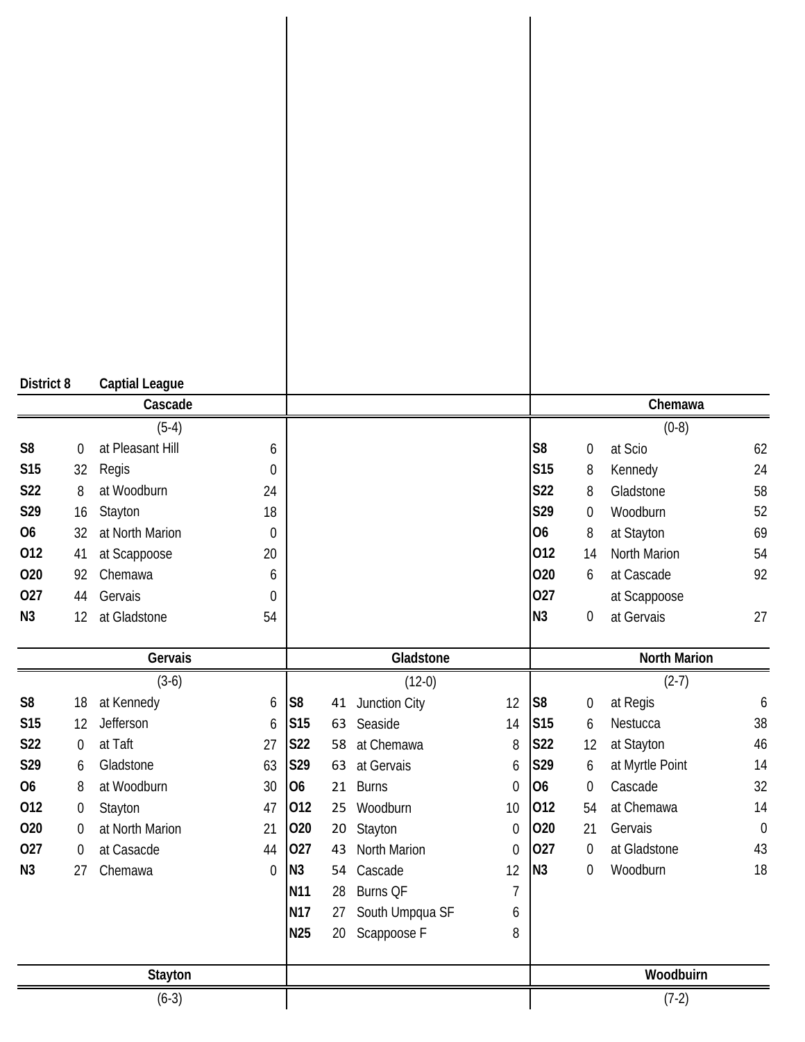**District 8** **Captial League**

### Cascade

(5-4)

| Date | Score | Opponent | Opp |
|---|---|---|---|
| S8 | 0 | at Pleasant Hill | 6 |
| S15 | 32 | Regis | 0 |
| S22 | 8 | at Woodburn | 24 |
| S29 | 16 | Stayton | 18 |
| O6 | 32 | at North Marion | 0 |
| O12 | 41 | at Scappoose | 20 |
| O20 | 92 | Chemawa | 6 |
| O27 | 44 | Gervais | 0 |
| N3 | 12 | at Gladstone | 54 |

### Chemawa

(0-8)

| Date | Score | Opponent | Opp |
|---|---|---|---|
| S8 | 0 | at Scio | 62 |
| S15 | 8 | Kennedy | 24 |
| S22 | 8 | Gladstone | 58 |
| S29 | 0 | Woodburn | 52 |
| O6 | 8 | at Stayton | 69 |
| O12 | 14 | North Marion | 54 |
| O20 | 6 | at Cascade | 92 |
| O27 | | at Scappoose | |
| N3 | 0 | at Gervais | 27 |

### Gervais

(3-6)

| Date | Score | Opponent | Opp |
|---|---|---|---|
| S8 | 18 | at Kennedy | 6 |
| S15 | 12 | Jefferson | 6 |
| S22 | 0 | at Taft | 27 |
| S29 | 6 | Gladstone | 63 |
| O6 | 8 | at Woodburn | 30 |
| O12 | 0 | Stayton | 47 |
| O20 | 0 | at North Marion | 21 |
| O27 | 0 | at Casacde | 44 |
| N3 | 27 | Chemawa | 0 |

### Gladstone

(12-0)

| Date | Score | Opponent | Opp |
|---|---|---|---|
| S8 | 41 | Junction City | 12 |
| S15 | 63 | Seaside | 14 |
| S22 | 58 | at Chemawa | 8 |
| S29 | 63 | at Gervais | 6 |
| O6 | 21 | Burns | 0 |
| O12 | 25 | Woodburn | 10 |
| O20 | 20 | Stayton | 0 |
| O27 | 43 | North Marion | 0 |
| N3 | 54 | Cascade | 12 |
| N11 | 28 | Burns QF | 7 |
| N17 | 27 | South Umpqua SF | 6 |
| N25 | 20 | Scappoose F | 8 |

### North Marion

(2-7)

| Date | Score | Opponent | Opp |
|---|---|---|---|
| S8 | 0 | at Regis | 6 |
| S15 | 6 | Nestucca | 38 |
| S22 | 12 | at Stayton | 46 |
| S29 | 6 | at Myrtle Point | 14 |
| O6 | 0 | Cascade | 32 |
| O12 | 54 | at Chemawa | 14 |
| O20 | 21 | Gervais | 0 |
| O27 | 0 | at Gladstone | 43 |
| N3 | 0 | Woodburn | 18 |

### Stayton

(6-3)

### Woodbuirn

(7-2)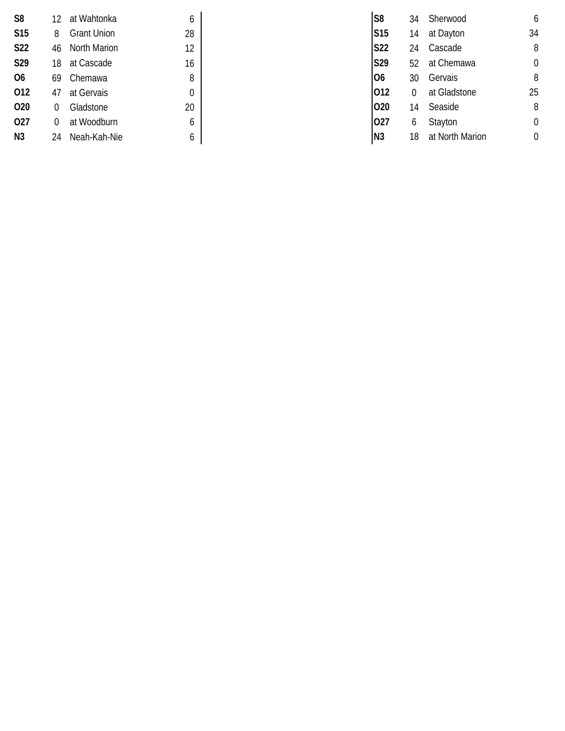| | | | |
|---|---|---|---|
| **S8** | 12 | at Wahtonka | 6 |
| **S15** | 8 | Grant Union | 28 |
| **S22** | 46 | North Marion | 12 |
| **S29** | 18 | at Cascade | 16 |
| **O6** | 69 | Chemawa | 8 |
| **O12** | 47 | at Gervais | 0 |
| **O20** | 0 | Gladstone | 20 |
| **O27** | 0 | at Woodburn | 6 |
| **N3** | 24 | Neah-Kah-Nie | 6 |

| | | | |
|---|---|---|---|
| **S8** | 34 | Sherwood | 6 |
| **S15** | 14 | at Dayton | 34 |
| **S22** | 24 | Cascade | 8 |
| **S29** | 52 | at Chemawa | 0 |
| **O6** | 30 | Gervais | 8 |
| **O12** | 0 | at Gladstone | 25 |
| **O20** | 14 | Seaside | 8 |
| **O27** | 6 | Stayton | 0 |
| **N3** | 18 | at North Marion | 0 |